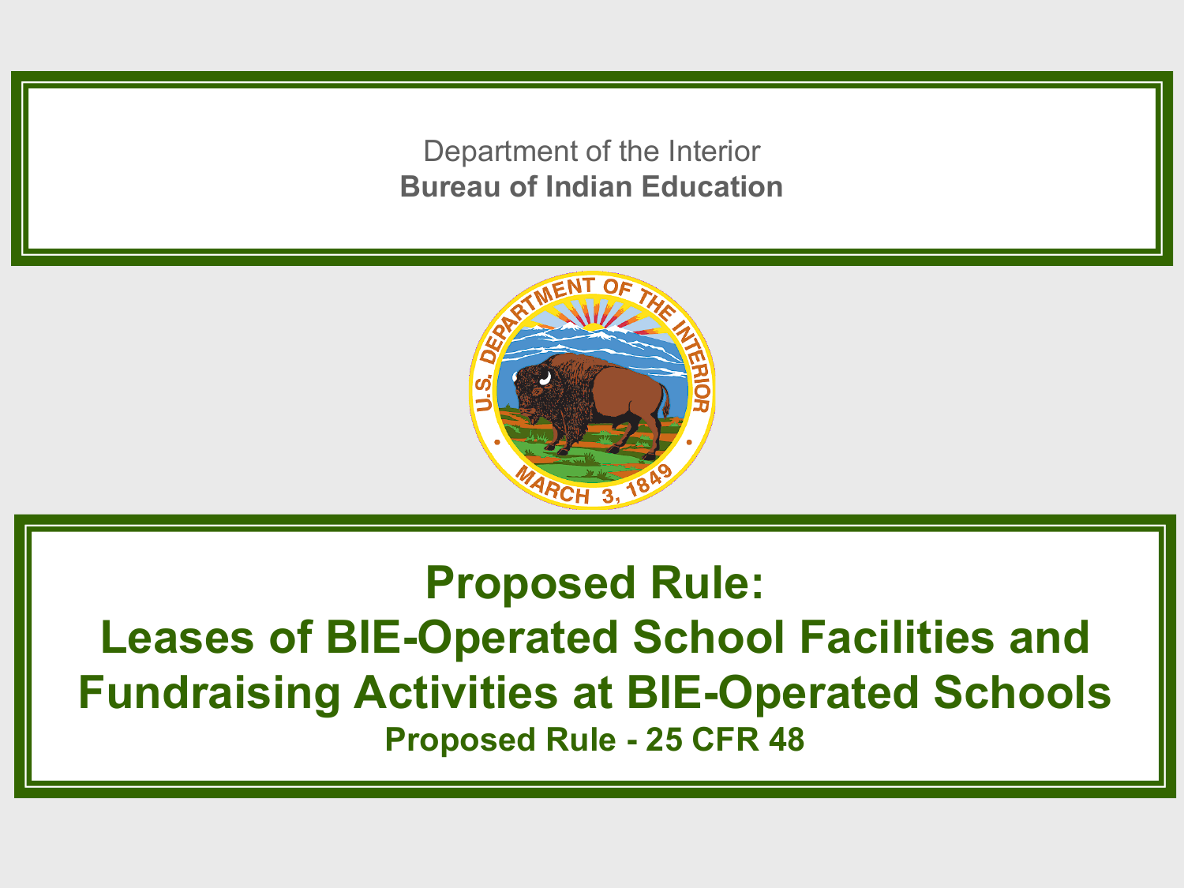Department of the Interior

**Bureau of Indian Education**

# Proposed Rule: Leases of BIE-Operated School Facilities and Fundraising Activities at BIE-Operated Schools

**Proposed Rule - 25 CFR 48**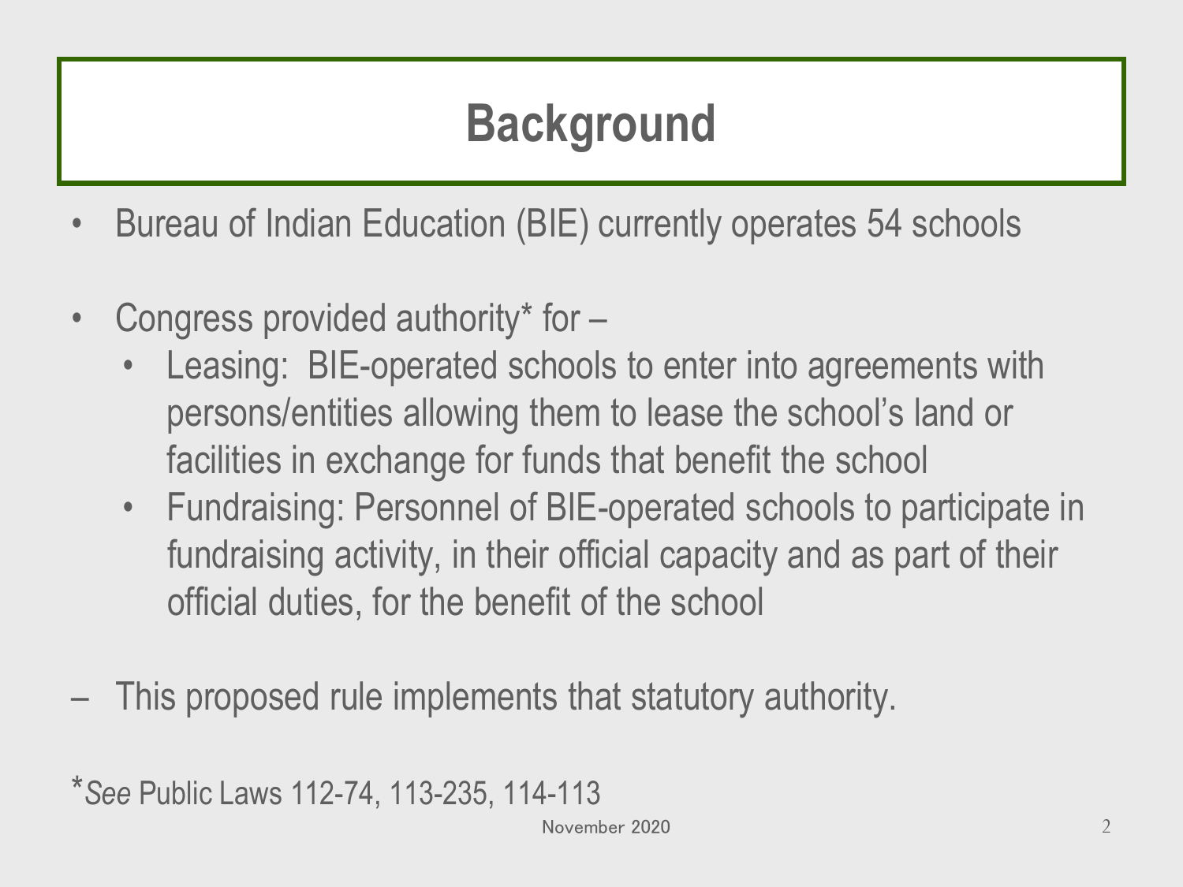# Background

- Bureau of Indian Education (BIE) currently operates 54 schools
- Congress provided authority* for –
  - Leasing: BIE-operated schools to enter into agreements with persons/entities allowing them to lease the school's land or facilities in exchange for funds that benefit the school
  - Fundraising: Personnel of BIE-operated schools to participate in fundraising activity, in their official capacity and as part of their official duties, for the benefit of the school

– This proposed rule implements that statutory authority.

*\**See* Public Laws 112-74, 113-235, 114-113*

November 2020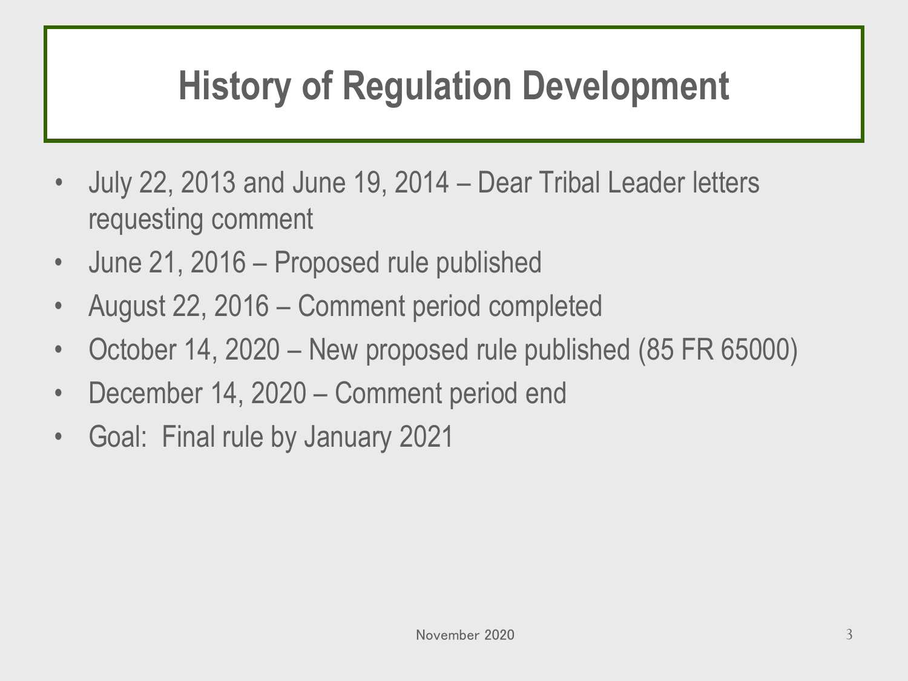# History of Regulation Development

- July 22, 2013 and June 19, 2014 – Dear Tribal Leader letters requesting comment
- June 21, 2016 – Proposed rule published
- August 22, 2016 – Comment period completed
- October 14, 2020 – New proposed rule published (85 FR 65000)
- December 14, 2020 – Comment period end
- Goal: Final rule by January 2021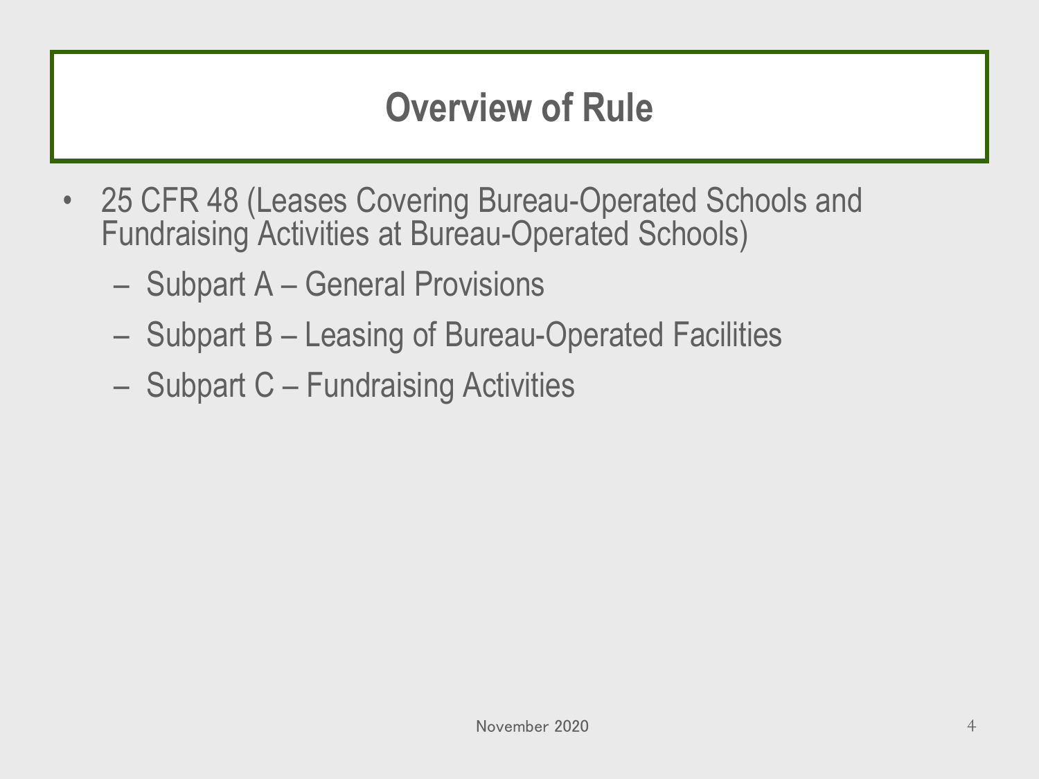# Overview of Rule

- 25 CFR 48 (Leases Covering Bureau-Operated Schools and Fundraising Activities at Bureau-Operated Schools)
  - Subpart A – General Provisions
  - Subpart B – Leasing of Bureau-Operated Facilities
  - Subpart C – Fundraising Activities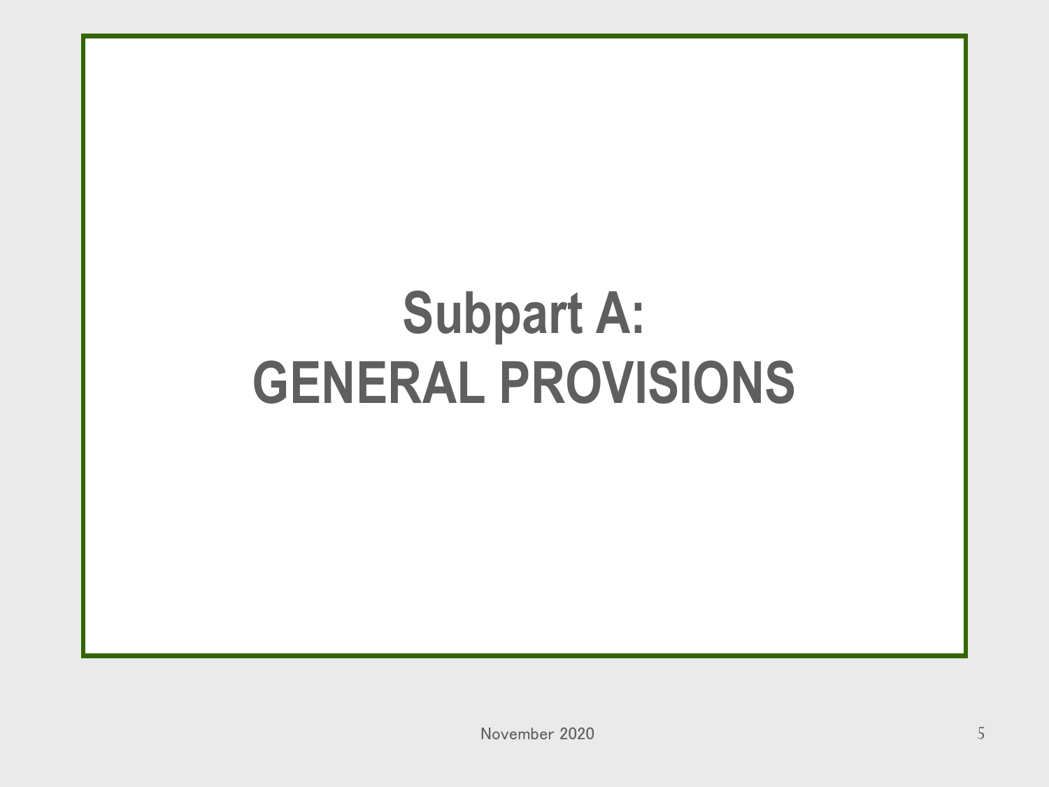# Subpart A: GENERAL PROVISIONS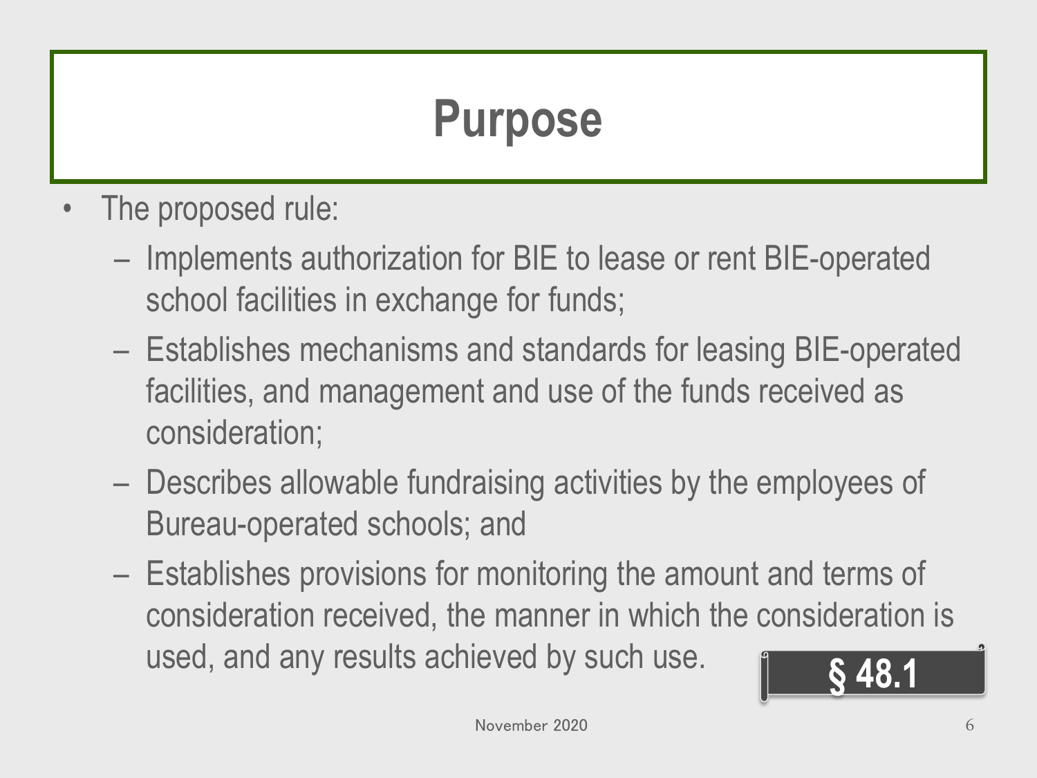# Purpose

- The proposed rule:
  - Implements authorization for BIE to lease or rent BIE-operated school facilities in exchange for funds;
  - Establishes mechanisms and standards for leasing BIE-operated facilities, and management and use of the funds received as consideration;
  - Describes allowable fundraising activities by the employees of Bureau-operated schools; and
  - Establishes provisions for monitoring the amount and terms of consideration received, the manner in which the consideration is used, and any results achieved by such use.

**§ 48.1**

November 2020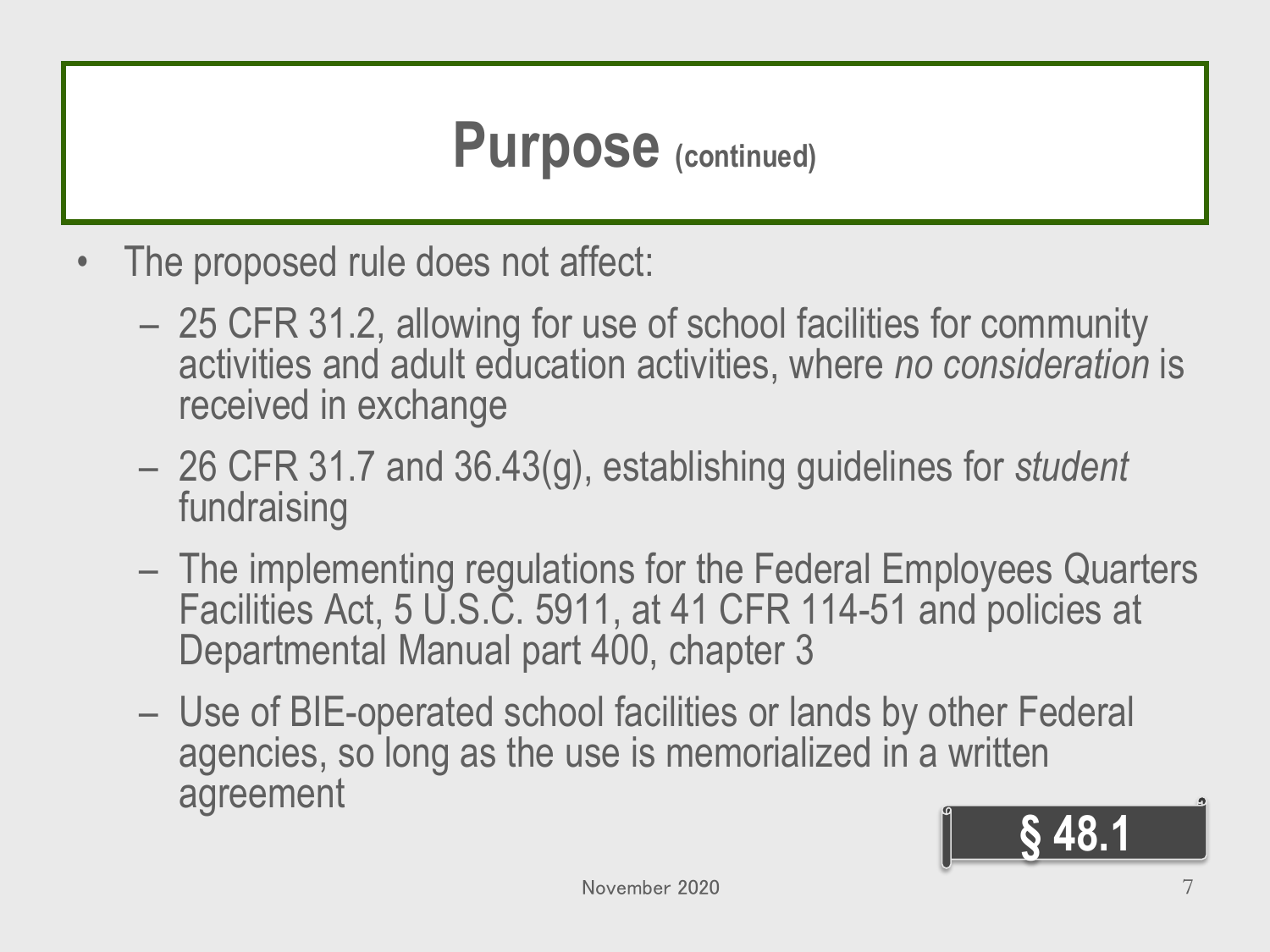# Purpose (continued)

- The proposed rule does not affect:
  - 25 CFR 31.2, allowing for use of school facilities for community activities and adult education activities, where *no consideration* is received in exchange
  - 26 CFR 31.7 and 36.43(g), establishing guidelines for *student* fundraising
  - The implementing regulations for the Federal Employees Quarters Facilities Act, 5 U.S.C. 5911, at 41 CFR 114-51 and policies at Departmental Manual part 400, chapter 3
  - Use of BIE-operated school facilities or lands by other Federal agencies, so long as the use is memorialized in a written agreement

**§ 48.1**

November 2020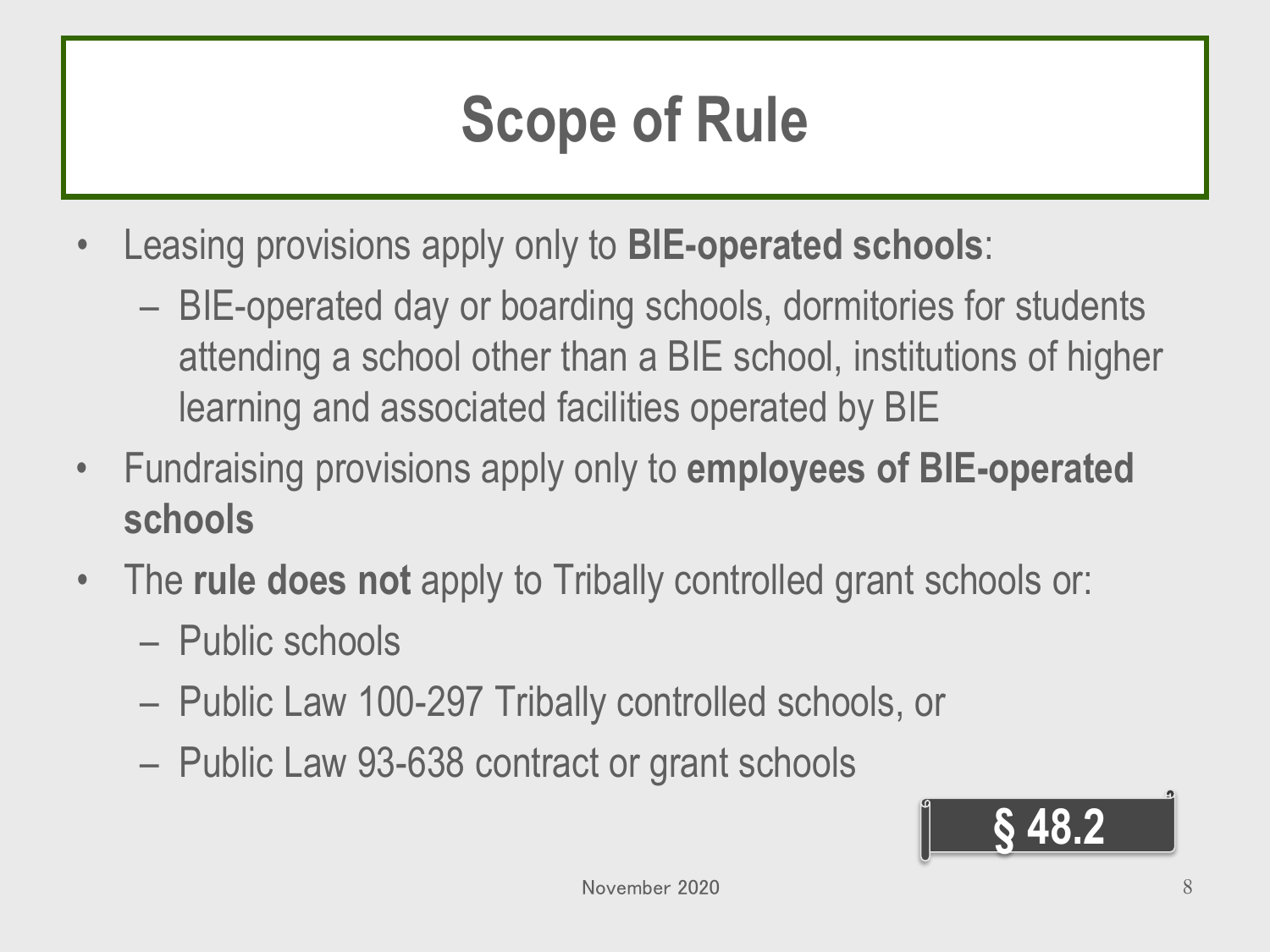# Scope of Rule

- Leasing provisions apply only to **BIE-operated schools**:
  - BIE-operated day or boarding schools, dormitories for students attending a school other than a BIE school, institutions of higher learning and associated facilities operated by BIE
- Fundraising provisions apply only to **employees of BIE-operated schools**
- The **rule does not** apply to Tribally controlled grant schools or:
  - Public schools
  - Public Law 100-297 Tribally controlled schools, or
  - Public Law 93-638 contract or grant schools

**§ 48.2**

November 2020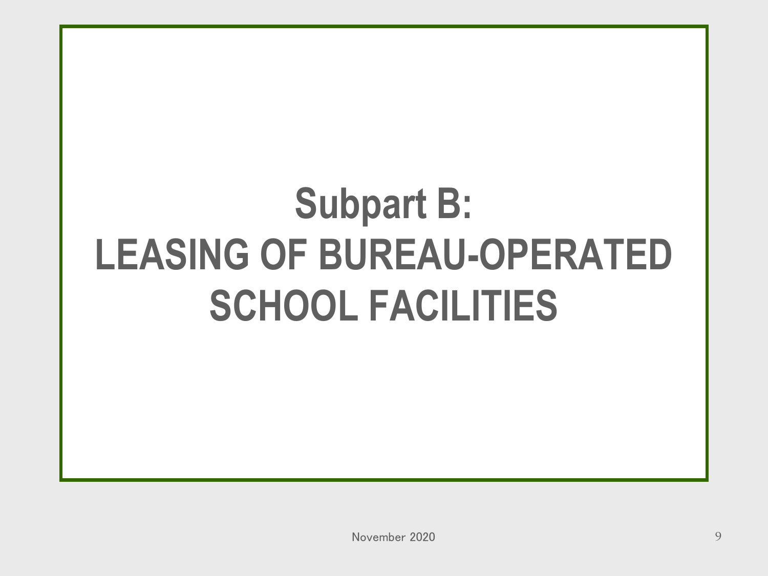# Subpart B: LEASING OF BUREAU-OPERATED SCHOOL FACILITIES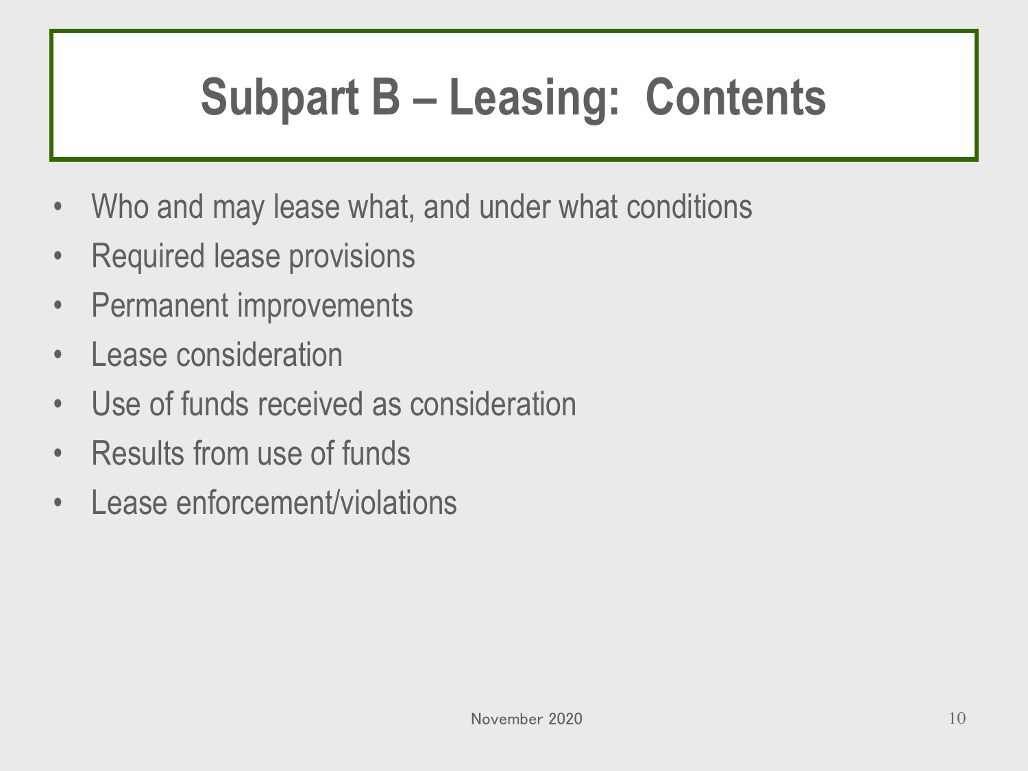# Subpart B – Leasing: Contents

- Who and may lease what, and under what conditions
- Required lease provisions
- Permanent improvements
- Lease consideration
- Use of funds received as consideration
- Results from use of funds
- Lease enforcement/violations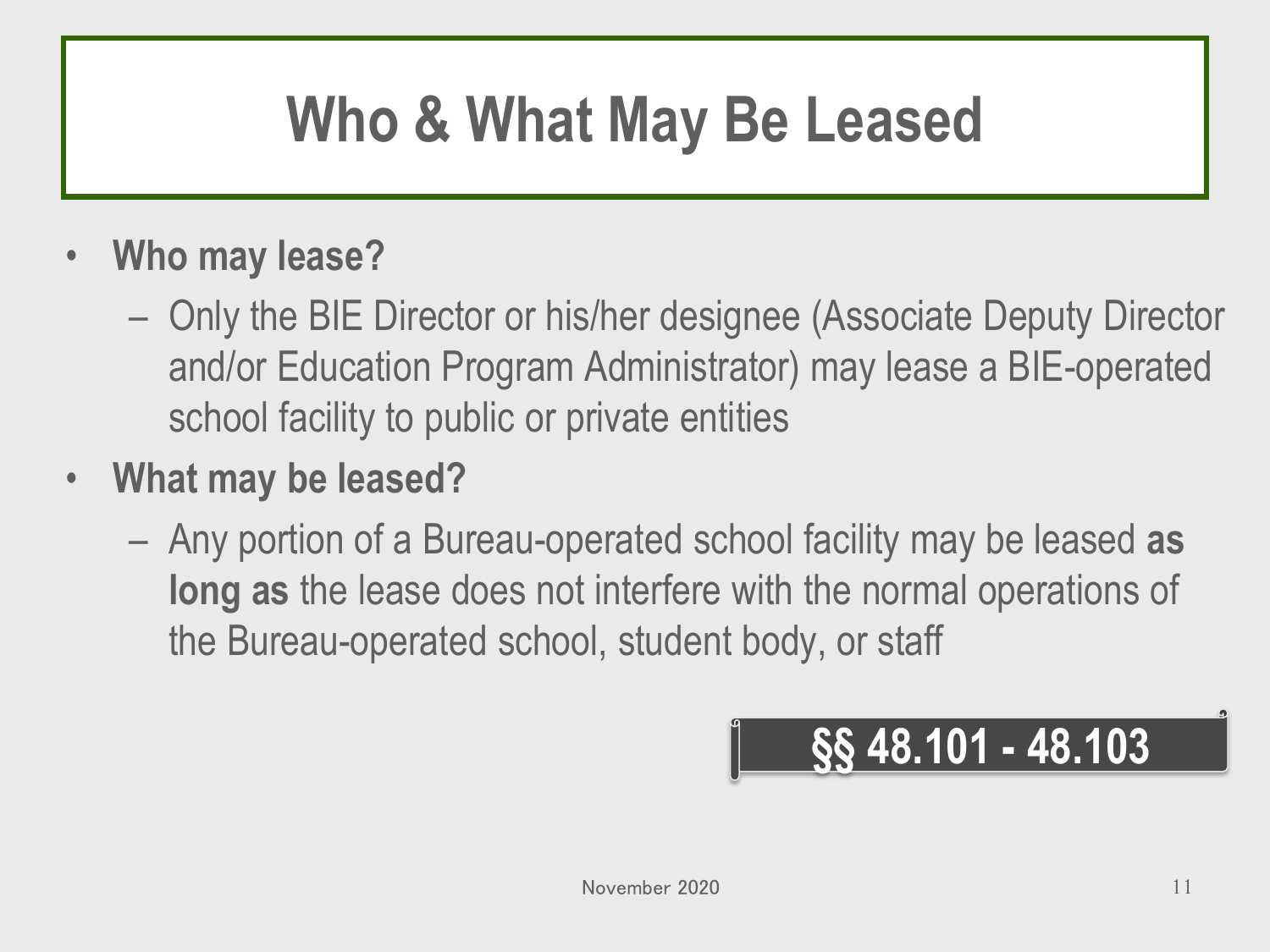# Who & What May Be Leased

- **Who may lease?**
  - Only the BIE Director or his/her designee (Associate Deputy Director and/or Education Program Administrator) may lease a BIE-operated school facility to public or private entities
- **What may be leased?**
  - Any portion of a Bureau-operated school facility may be leased **as long as** the lease does not interfere with the normal operations of the Bureau-operated school, student body, or staff

**§§ 48.101 - 48.103**

November 2020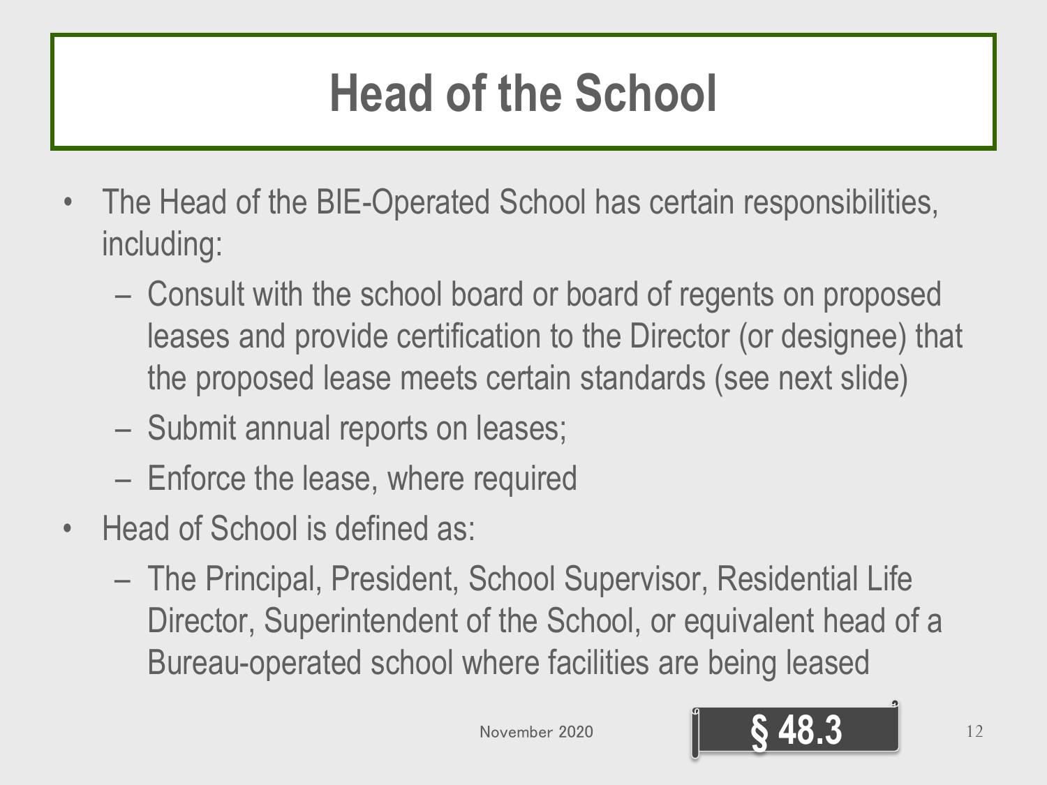# Head of the School

- The Head of the BIE-Operated School has certain responsibilities, including:
  - Consult with the school board or board of regents on proposed leases and provide certification to the Director (or designee) that the proposed lease meets certain standards (see next slide)
  - Submit annual reports on leases;
  - Enforce the lease, where required
- Head of School is defined as:
  - The Principal, President, School Supervisor, Residential Life Director, Superintendent of the School, or equivalent head of a Bureau-operated school where facilities are being leased

November 2020

§ 48.3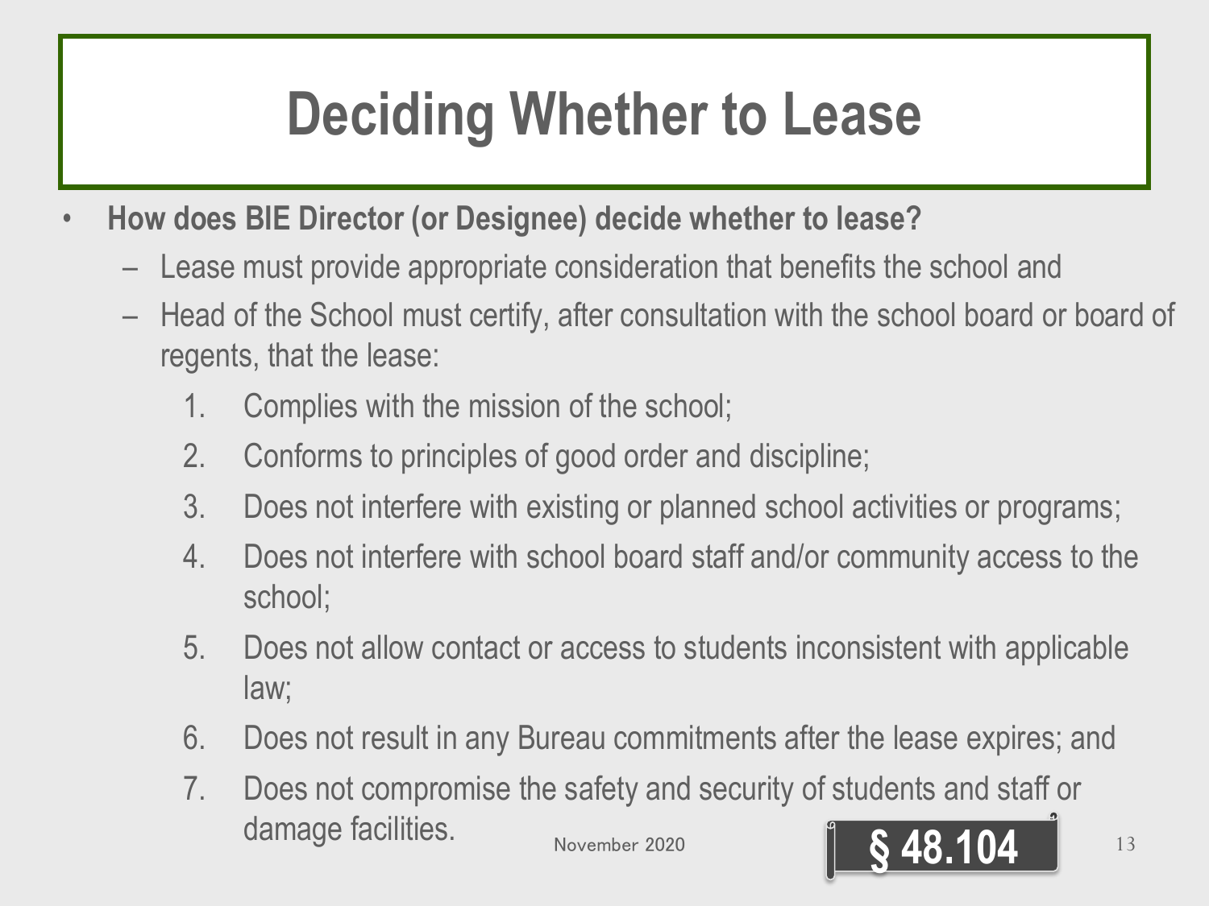# Deciding Whether to Lease

- **How does BIE Director (or Designee) decide whether to lease?**
  - Lease must provide appropriate consideration that benefits the school and
  - Head of the School must certify, after consultation with the school board or board of regents, that the lease:
    1. Complies with the mission of the school;
    2. Conforms to principles of good order and discipline;
    3. Does not interfere with existing or planned school activities or programs;
    4. Does not interfere with school board staff and/or community access to the school;
    5. Does not allow contact or access to students inconsistent with applicable law;
    6. Does not result in any Bureau commitments after the lease expires; and
    7. Does not compromise the safety and security of students and staff or damage facilities.

November 2020

**§ 48.104**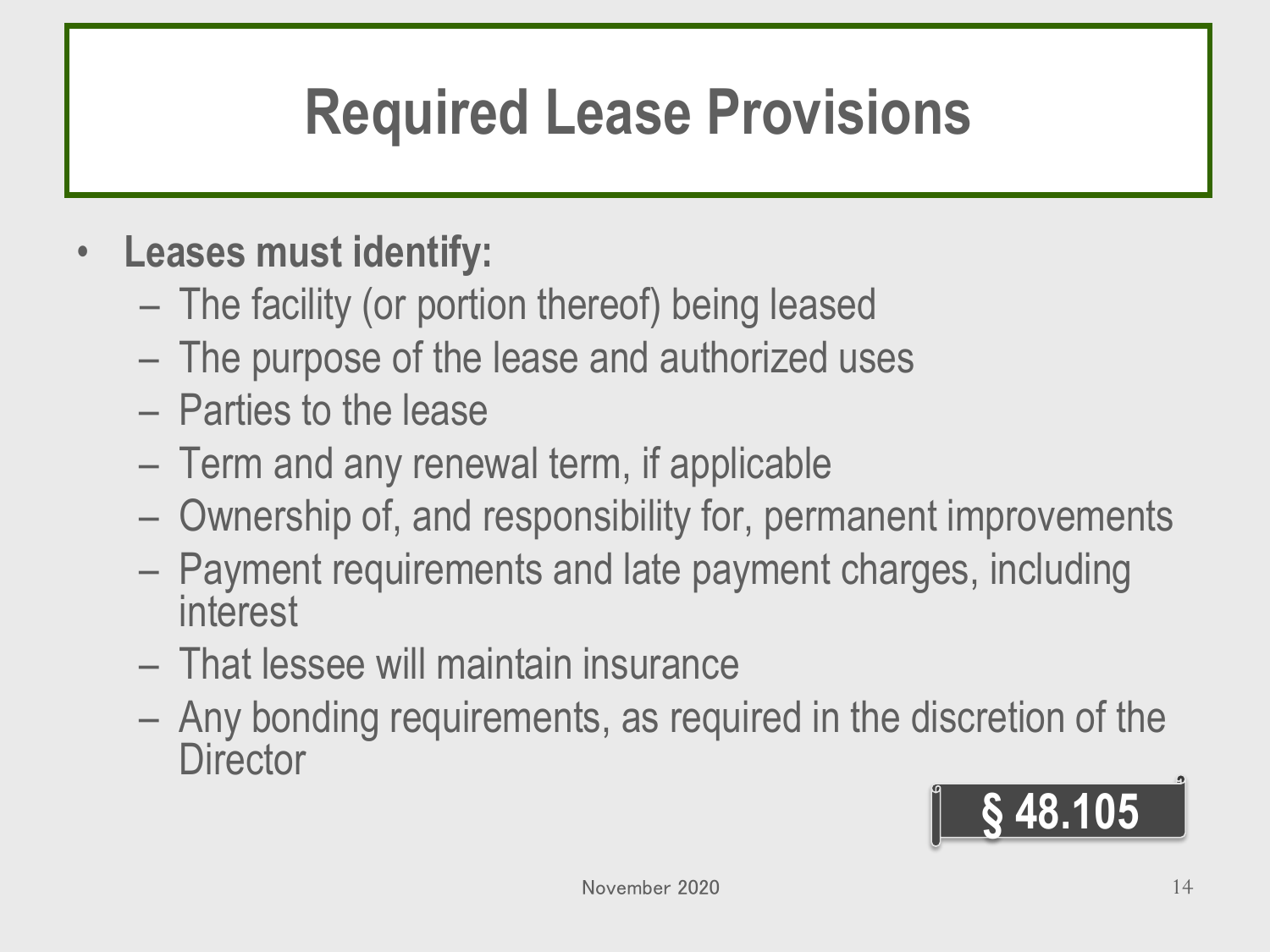# Required Lease Provisions

- **Leases must identify:**
  - The facility (or portion thereof) being leased
  - The purpose of the lease and authorized uses
  - Parties to the lease
  - Term and any renewal term, if applicable
  - Ownership of, and responsibility for, permanent improvements
  - Payment requirements and late payment charges, including interest
  - That lessee will maintain insurance
  - Any bonding requirements, as required in the discretion of the Director

**§ 48.105**

November 2020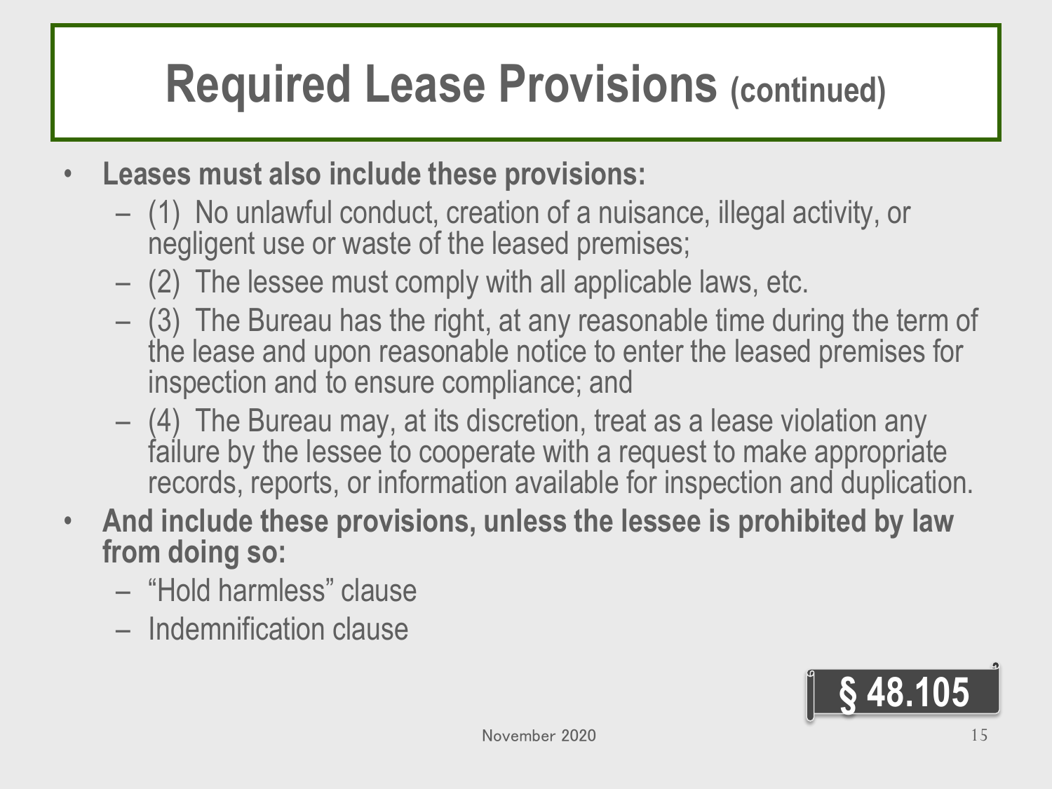# Required Lease Provisions (continued)

- **Leases must also include these provisions:**
  - (1) No unlawful conduct, creation of a nuisance, illegal activity, or negligent use or waste of the leased premises;
  - (2) The lessee must comply with all applicable laws, etc.
  - (3) The Bureau has the right, at any reasonable time during the term of the lease and upon reasonable notice to enter the leased premises for inspection and to ensure compliance; and
  - (4) The Bureau may, at its discretion, treat as a lease violation any failure by the lessee to cooperate with a request to make appropriate records, reports, or information available for inspection and duplication.
- **And include these provisions, unless the lessee is prohibited by law from doing so:**
  - "Hold harmless" clause
  - Indemnification clause

**§ 48.105**

November 2020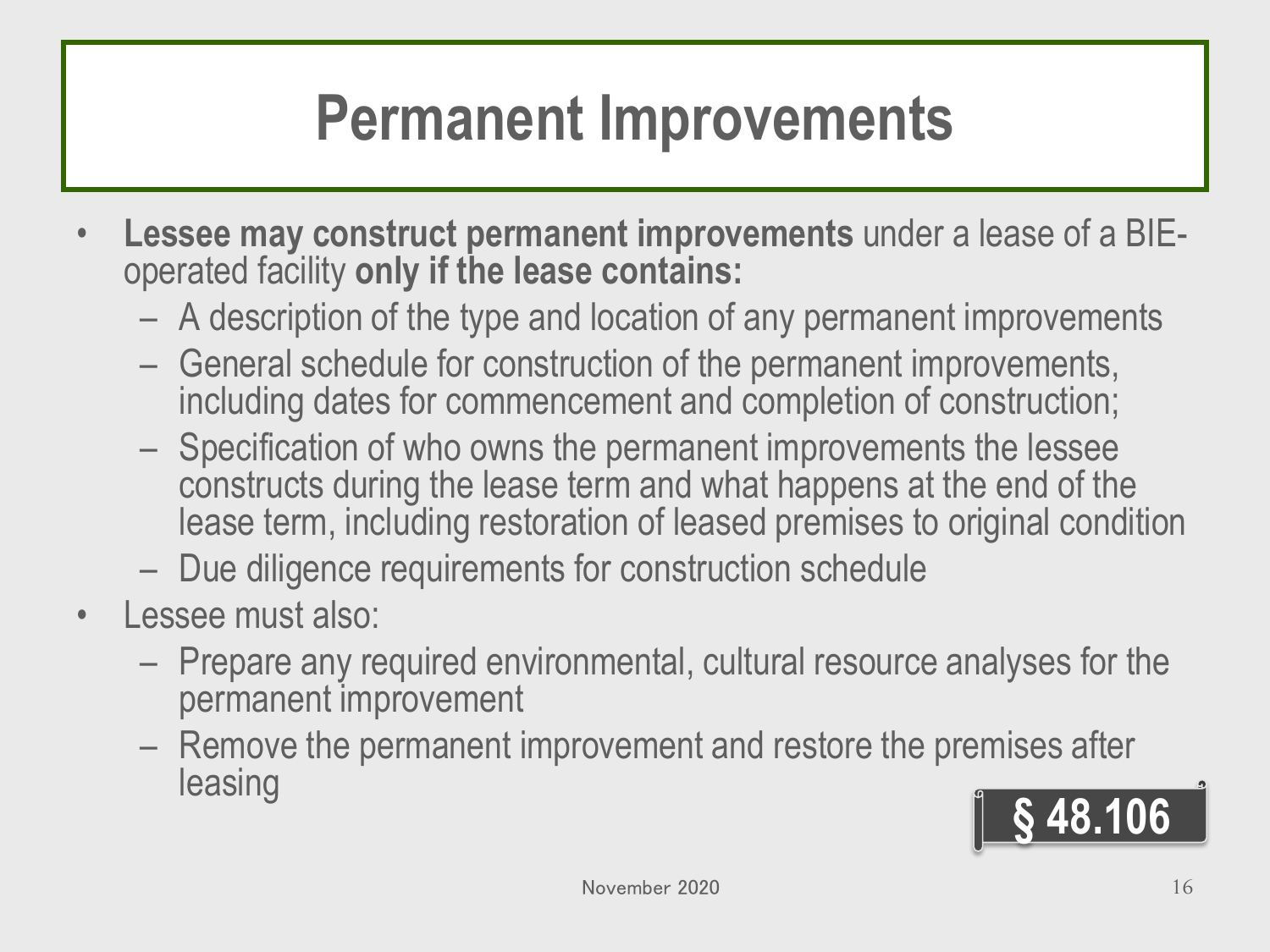# Permanent Improvements

- **Lessee may construct permanent improvements** under a lease of a BIE-operated facility **only if the lease contains:**
  - A description of the type and location of any permanent improvements
  - General schedule for construction of the permanent improvements, including dates for commencement and completion of construction;
  - Specification of who owns the permanent improvements the lessee constructs during the lease term and what happens at the end of the lease term, including restoration of leased premises to original condition
  - Due diligence requirements for construction schedule
- Lessee must also:
  - Prepare any required environmental, cultural resource analyses for the permanent improvement
  - Remove the permanent improvement and restore the premises after leasing

**§ 48.106**

November 2020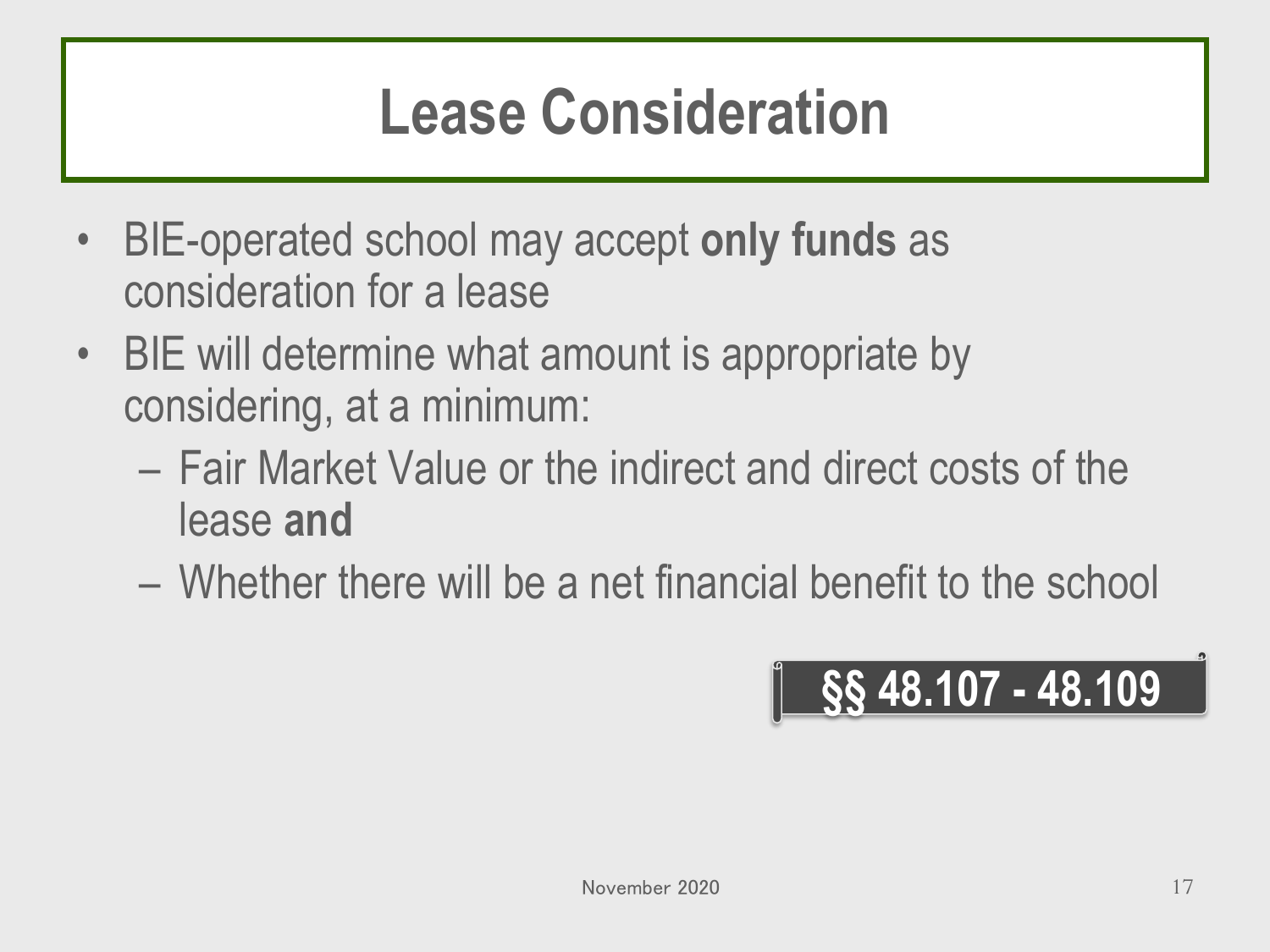# Lease Consideration

- BIE-operated school may accept **only funds** as consideration for a lease
- BIE will determine what amount is appropriate by considering, at a minimum:
  - Fair Market Value or the indirect and direct costs of the lease **and**
  - Whether there will be a net financial benefit to the school

**§§ 48.107 - 48.109**

November 2020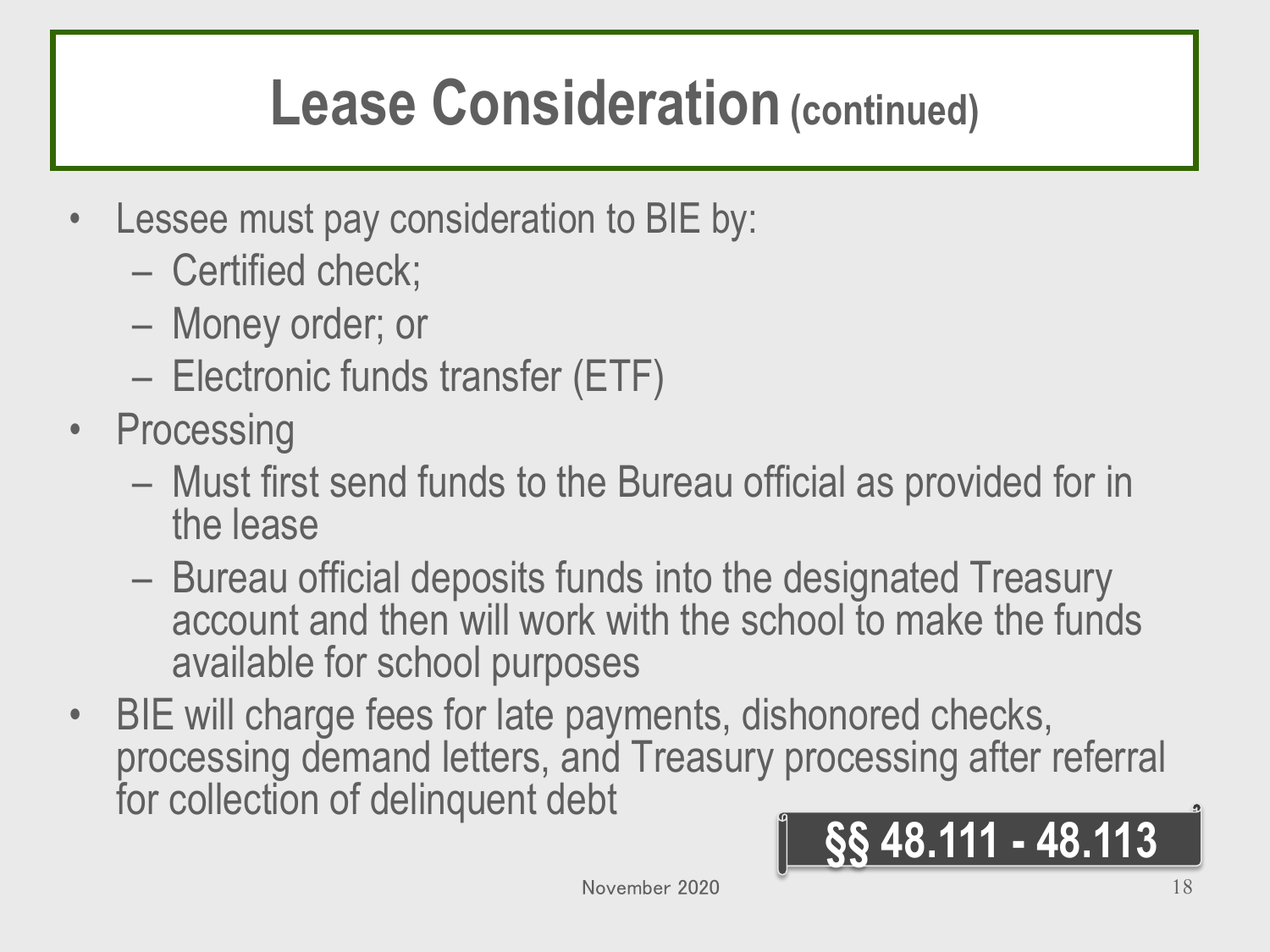# Lease Consideration (continued)

- Lessee must pay consideration to BIE by:
  - Certified check;
  - Money order; or
  - Electronic funds transfer (ETF)
- Processing
  - Must first send funds to the Bureau official as provided for in the lease
  - Bureau official deposits funds into the designated Treasury account and then will work with the school to make the funds available for school purposes
- BIE will charge fees for late payments, dishonored checks, processing demand letters, and Treasury processing after referral for collection of delinquent debt

**§§ 48.111 - 48.113**

November 2020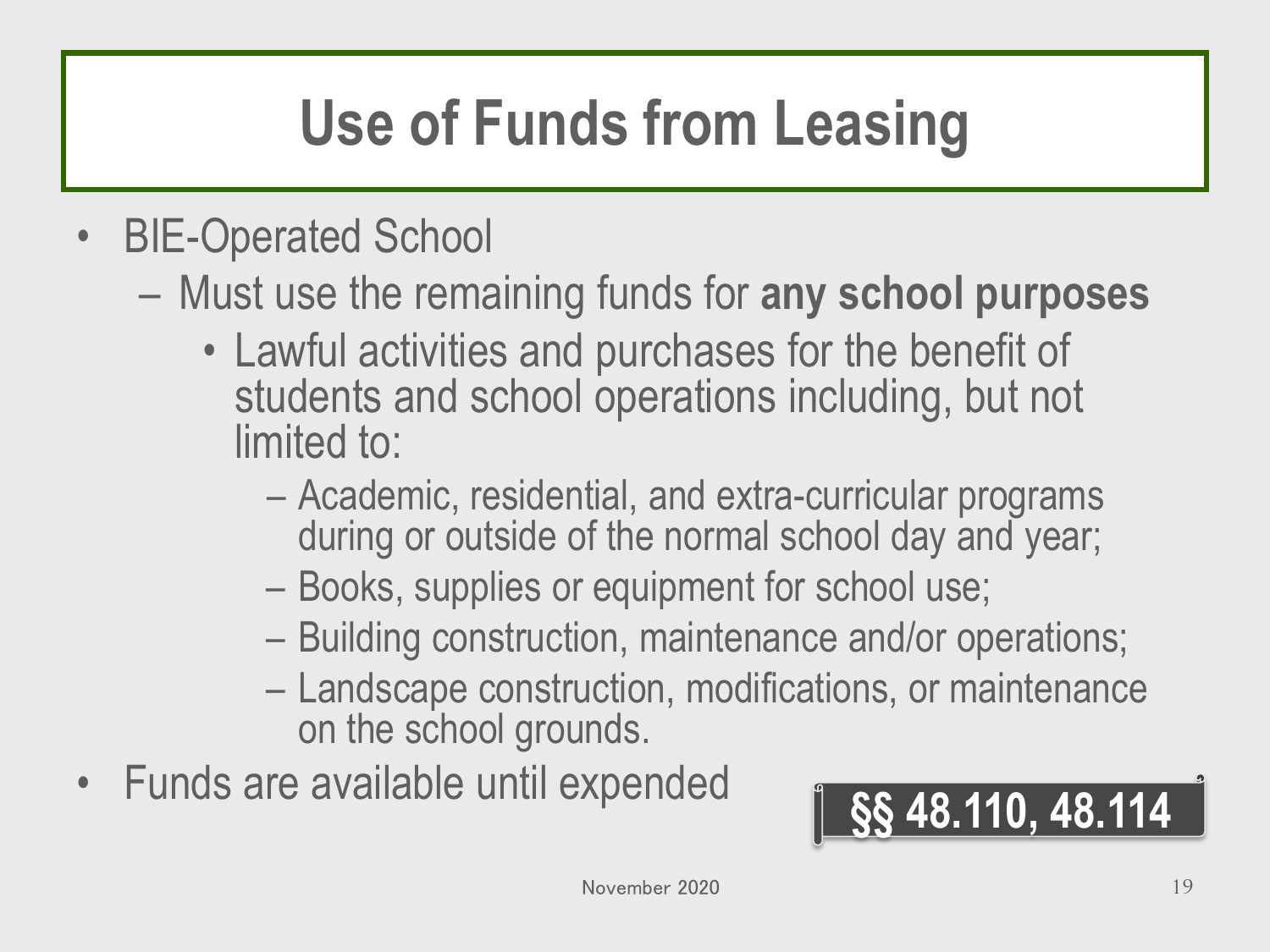# Use of Funds from Leasing

- BIE-Operated School
  - Must use the remaining funds for **any school purposes**
    - Lawful activities and purchases for the benefit of students and school operations including, but not limited to:
      - Academic, residential, and extra-curricular programs during or outside of the normal school day and year;
      - Books, supplies or equipment for school use;
      - Building construction, maintenance and/or operations;
      - Landscape construction, modifications, or maintenance on the school grounds.
- Funds are available until expended

**§§ 48.110, 48.114**

November 2020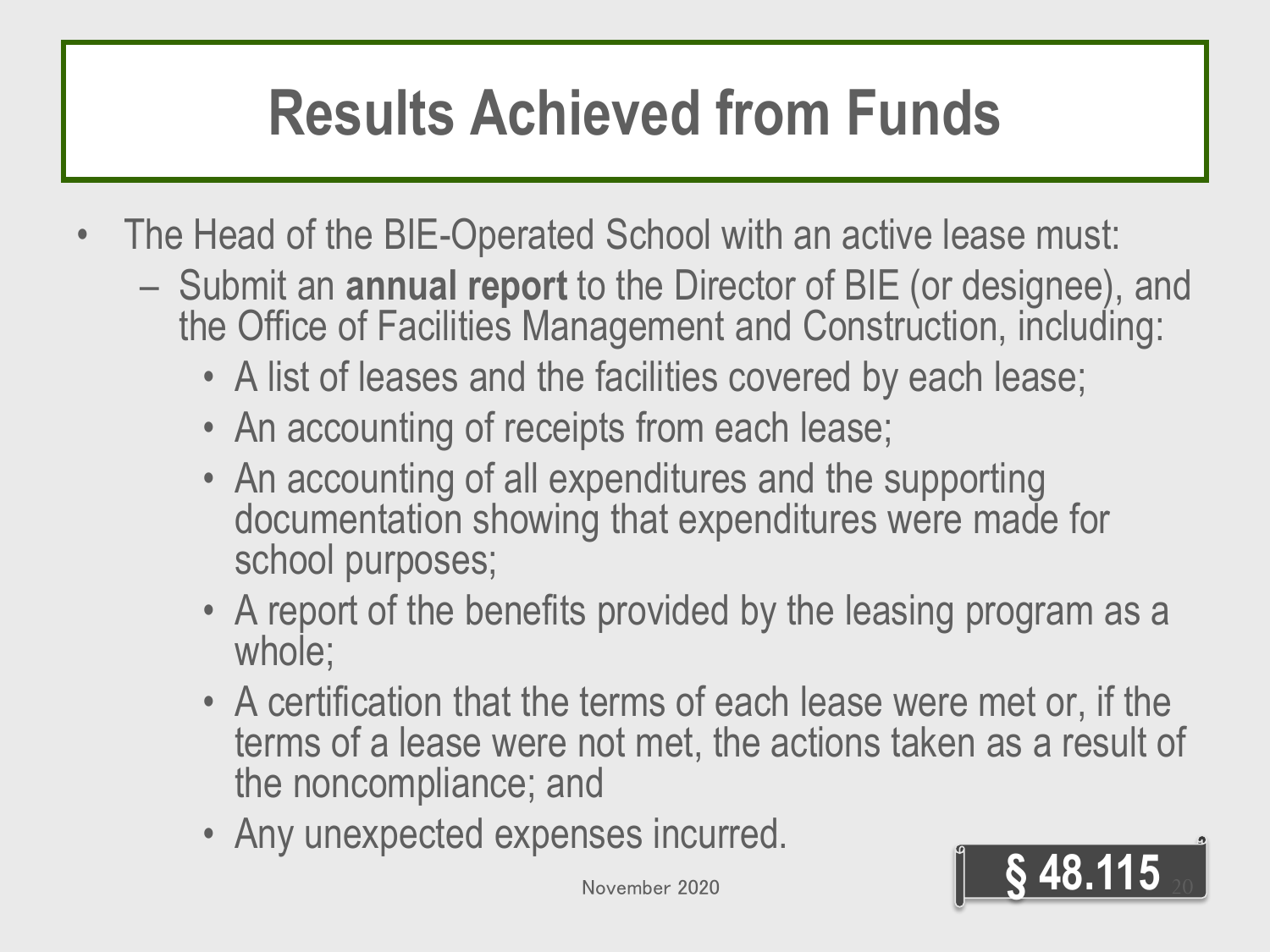# Results Achieved from Funds

- The Head of the BIE-Operated School with an active lease must:
  - Submit an **annual report** to the Director of BIE (or designee), and the Office of Facilities Management and Construction, including:
    - A list of leases and the facilities covered by each lease;
    - An accounting of receipts from each lease;
    - An accounting of all expenditures and the supporting documentation showing that expenditures were made for school purposes;
    - A report of the benefits provided by the leasing program as a whole;
    - A certification that the terms of each lease were met or, if the terms of a lease were not met, the actions taken as a result of the noncompliance; and
    - Any unexpected expenses incurred.

§ 48.115

November 2020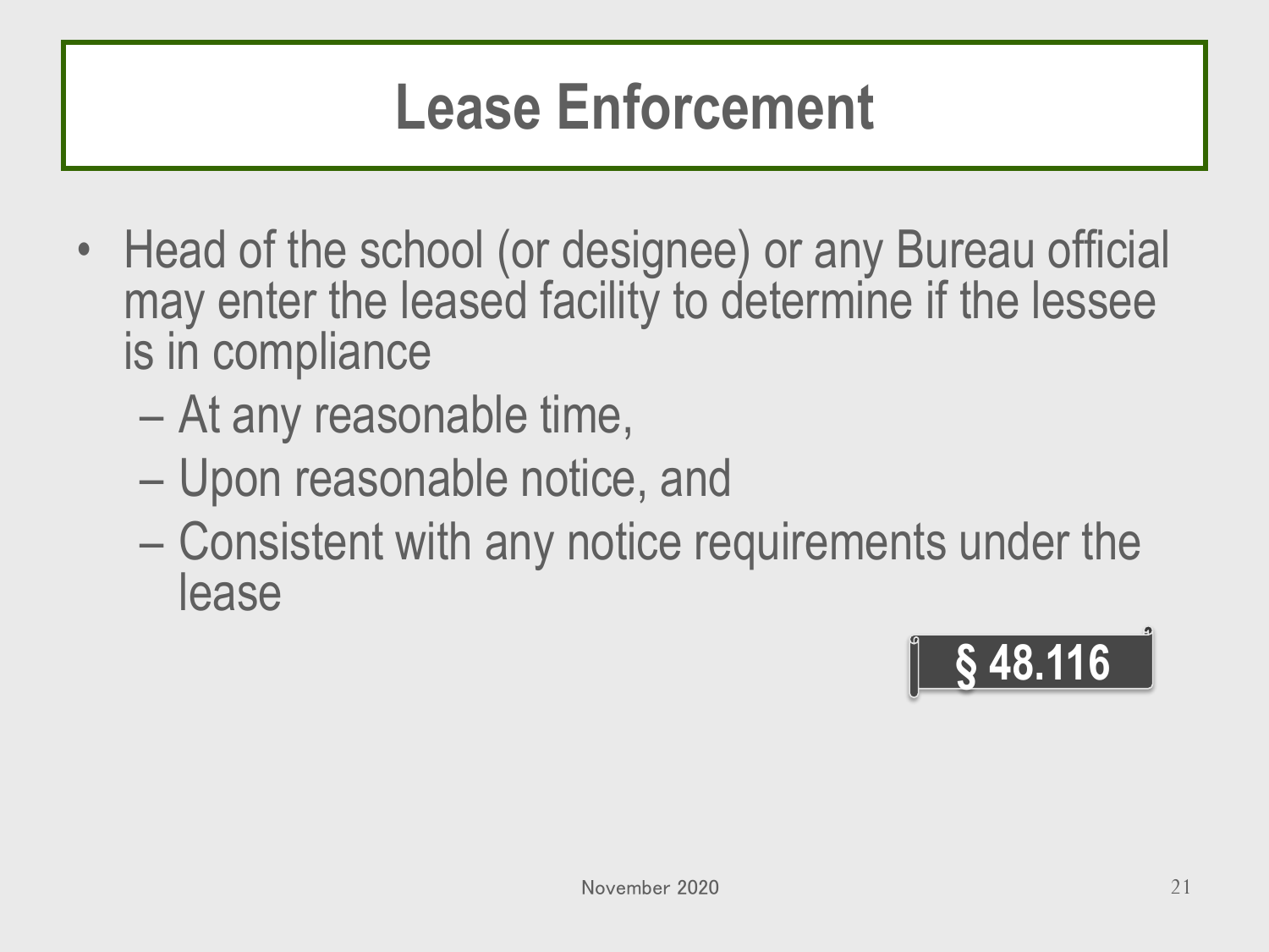# Lease Enforcement

- Head of the school (or designee) or any Bureau official may enter the leased facility to determine if the lessee is in compliance
  - At any reasonable time,
  - Upon reasonable notice, and
  - Consistent with any notice requirements under the lease

**§ 48.116**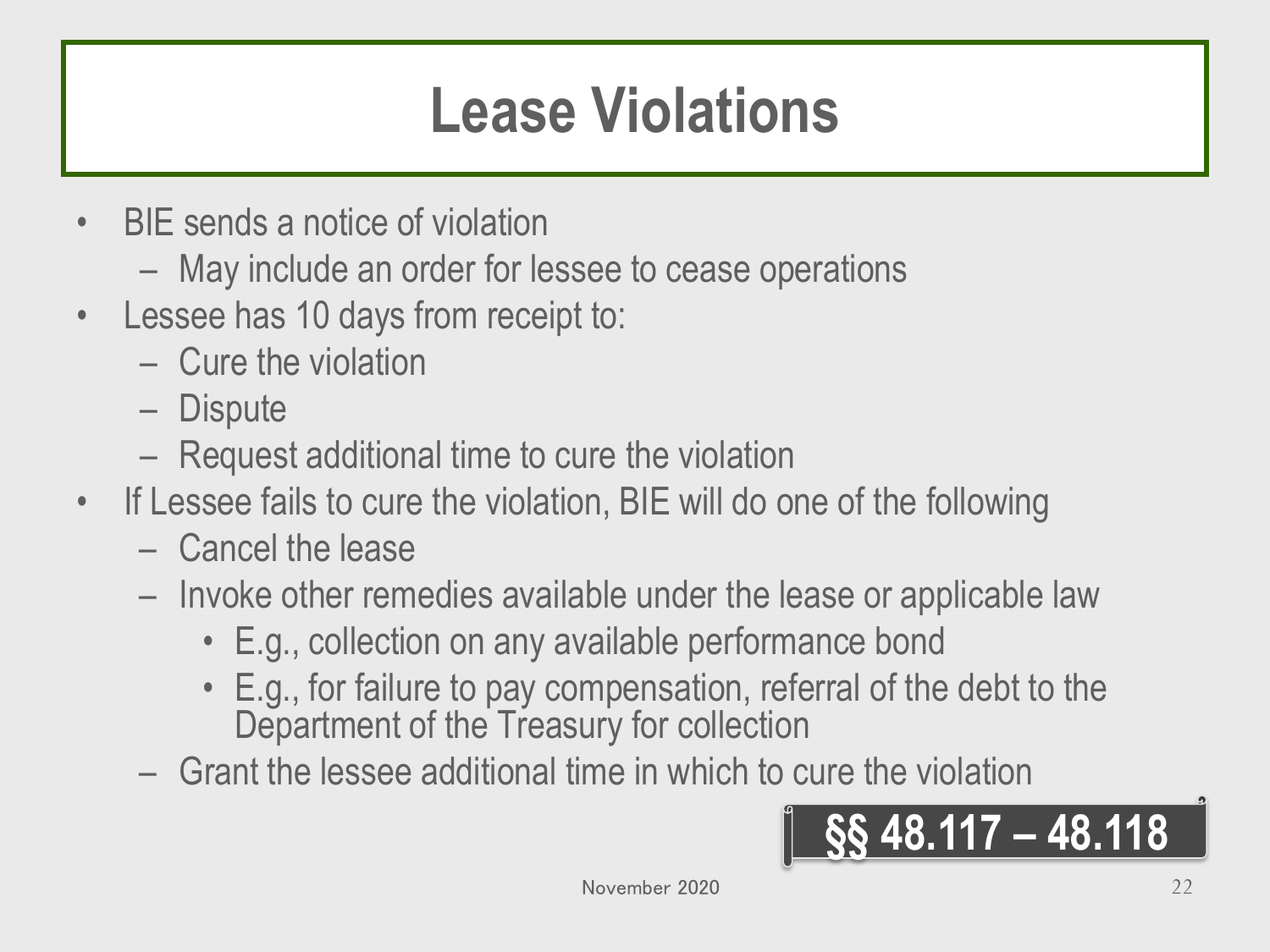# Lease Violations

- BIE sends a notice of violation
  - May include an order for lessee to cease operations
- Lessee has 10 days from receipt to:
  - Cure the violation
  - Dispute
  - Request additional time to cure the violation
- If Lessee fails to cure the violation, BIE will do one of the following
  - Cancel the lease
  - Invoke other remedies available under the lease or applicable law
    - E.g., collection on any available performance bond
    - E.g., for failure to pay compensation, referral of the debt to the Department of the Treasury for collection
  - Grant the lessee additional time in which to cure the violation

**§§ 48.117 – 48.118**

November 2020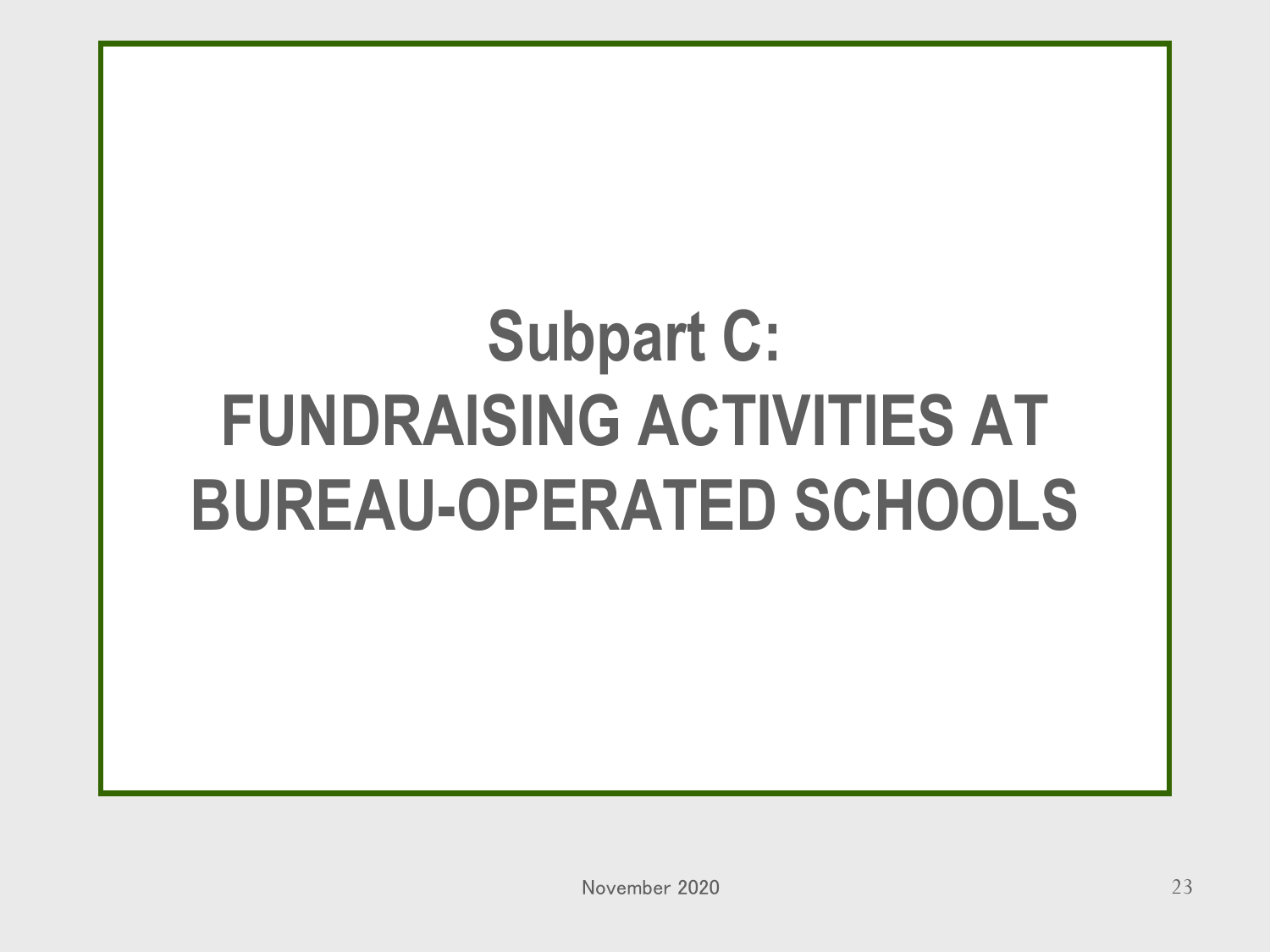# Subpart C: FUNDRAISING ACTIVITIES AT BUREAU-OPERATED SCHOOLS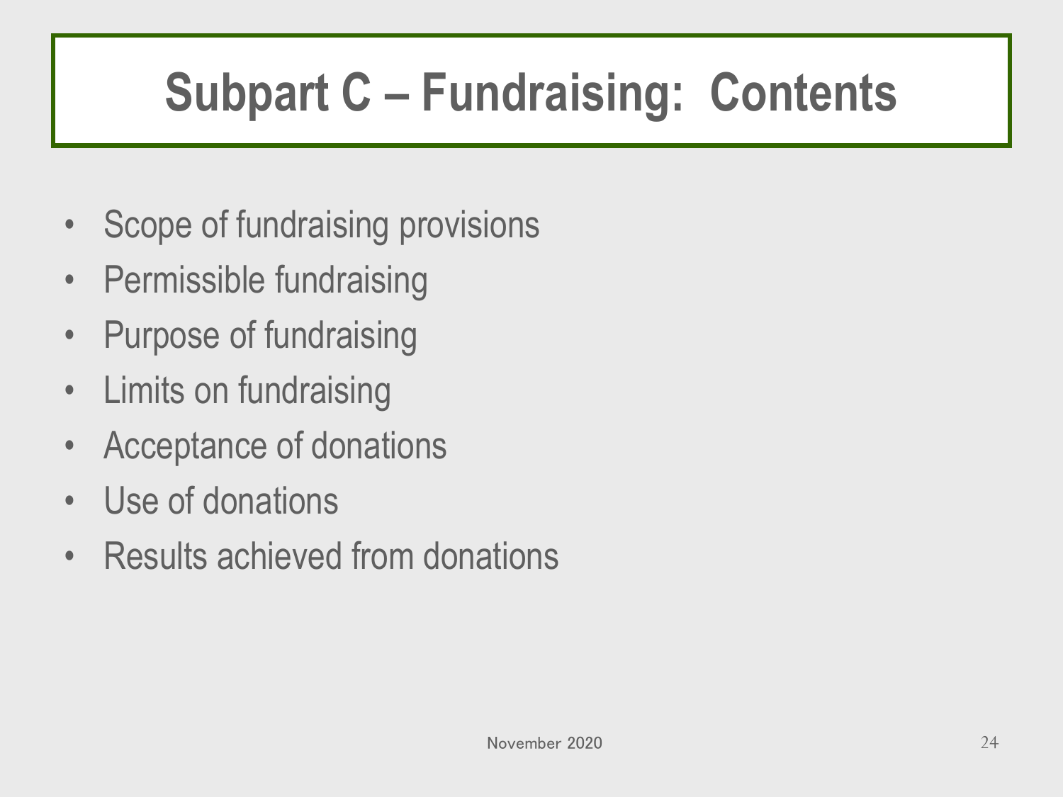# Subpart C – Fundraising: Contents

- Scope of fundraising provisions
- Permissible fundraising
- Purpose of fundraising
- Limits on fundraising
- Acceptance of donations
- Use of donations
- Results achieved from donations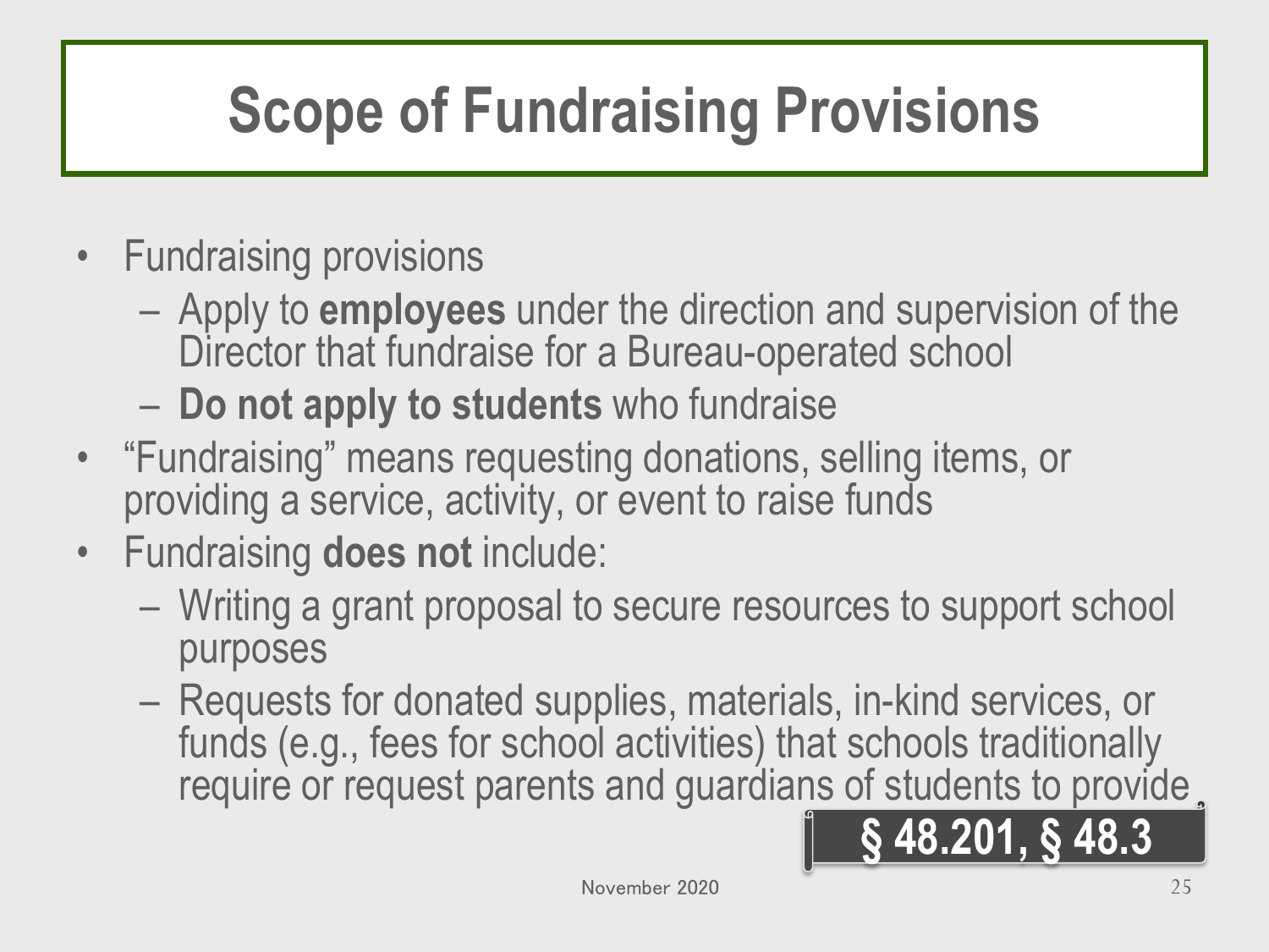# Scope of Fundraising Provisions

- Fundraising provisions
  - Apply to **employees** under the direction and supervision of the Director that fundraise for a Bureau-operated school
  - **Do not apply to students** who fundraise
- "Fundraising" means requesting donations, selling items, or providing a service, activity, or event to raise funds
- Fundraising **does not** include:
  - Writing a grant proposal to secure resources to support school purposes
  - Requests for donated supplies, materials, in-kind services, or funds (e.g., fees for school activities) that schools traditionally require or request parents and guardians of students to provide

**§ 48.201, § 48.3**

November 2020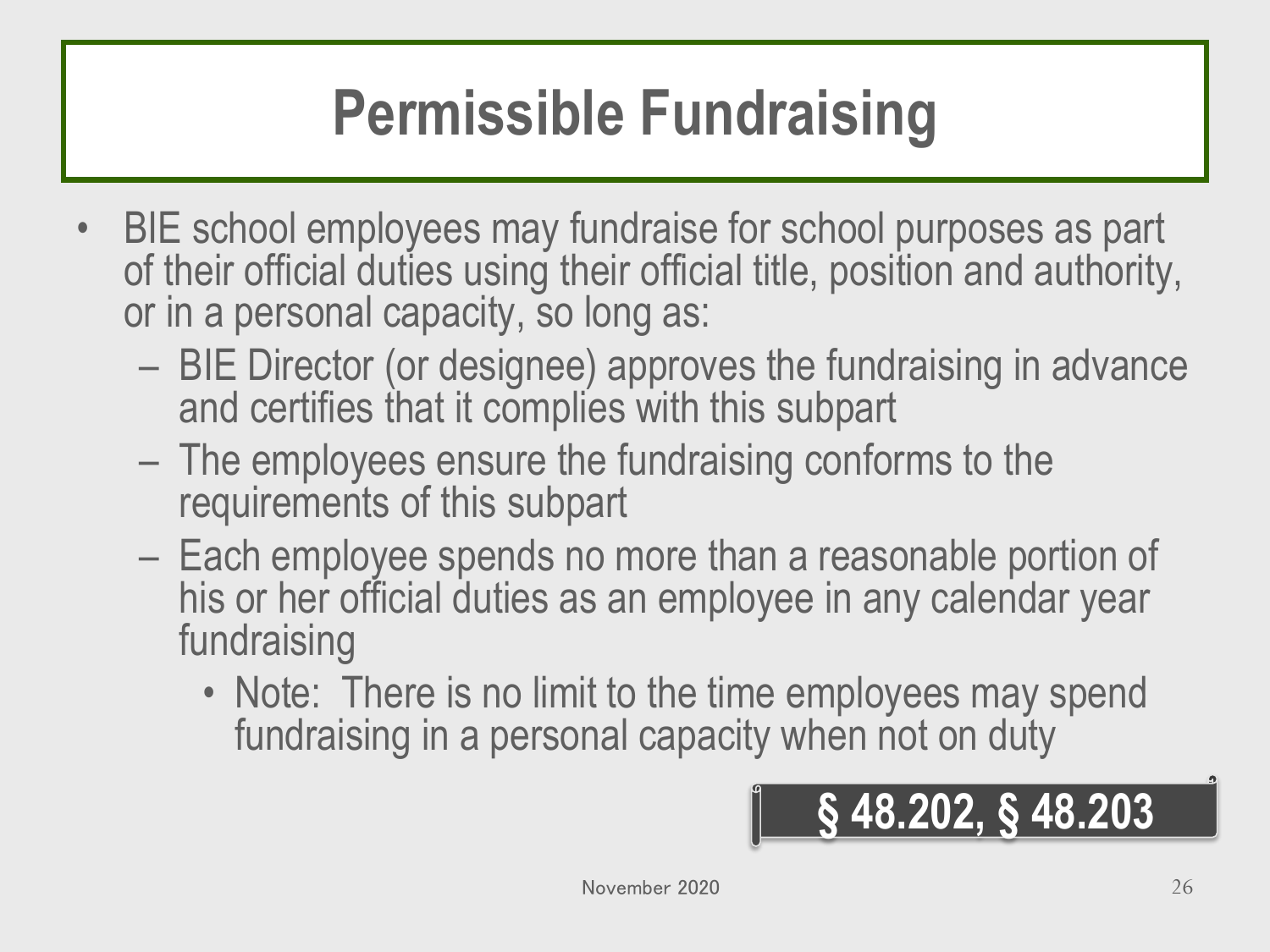# Permissible Fundraising

- BIE school employees may fundraise for school purposes as part of their official duties using their official title, position and authority, or in a personal capacity, so long as:
  - BIE Director (or designee) approves the fundraising in advance and certifies that it complies with this subpart
  - The employees ensure the fundraising conforms to the requirements of this subpart
  - Each employee spends no more than a reasonable portion of his or her official duties as an employee in any calendar year fundraising
    - Note: There is no limit to the time employees may spend fundraising in a personal capacity when not on duty

**§ 48.202, § 48.203**

November 2020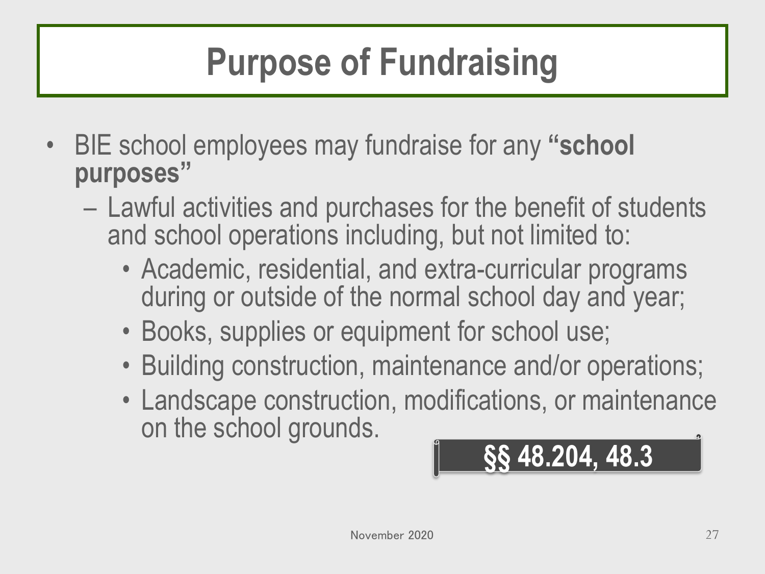# Purpose of Fundraising

- BIE school employees may fundraise for any **“school purposes”**
  - Lawful activities and purchases for the benefit of students and school operations including, but not limited to:
    - Academic, residential, and extra-curricular programs during or outside of the normal school day and year;
    - Books, supplies or equipment for school use;
    - Building construction, maintenance and/or operations;
    - Landscape construction, modifications, or maintenance on the school grounds.

**§§ 48.204, 48.3**

November 2020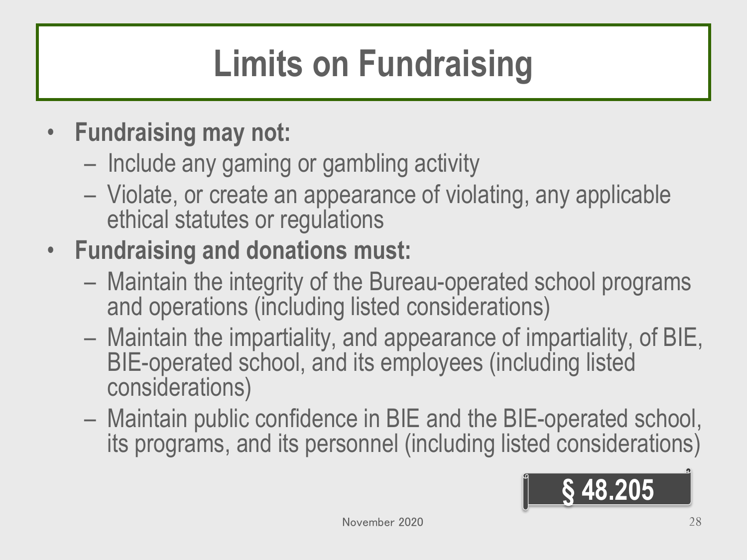# Limits on Fundraising

- **Fundraising may not:**
  - Include any gaming or gambling activity
  - Violate, or create an appearance of violating, any applicable ethical statutes or regulations
- **Fundraising and donations must:**
  - Maintain the integrity of the Bureau-operated school programs and operations (including listed considerations)
  - Maintain the impartiality, and appearance of impartiality, of BIE, BIE-operated school, and its employees (including listed considerations)
  - Maintain public confidence in BIE and the BIE-operated school, its programs, and its personnel (including listed considerations)

**§ 48.205**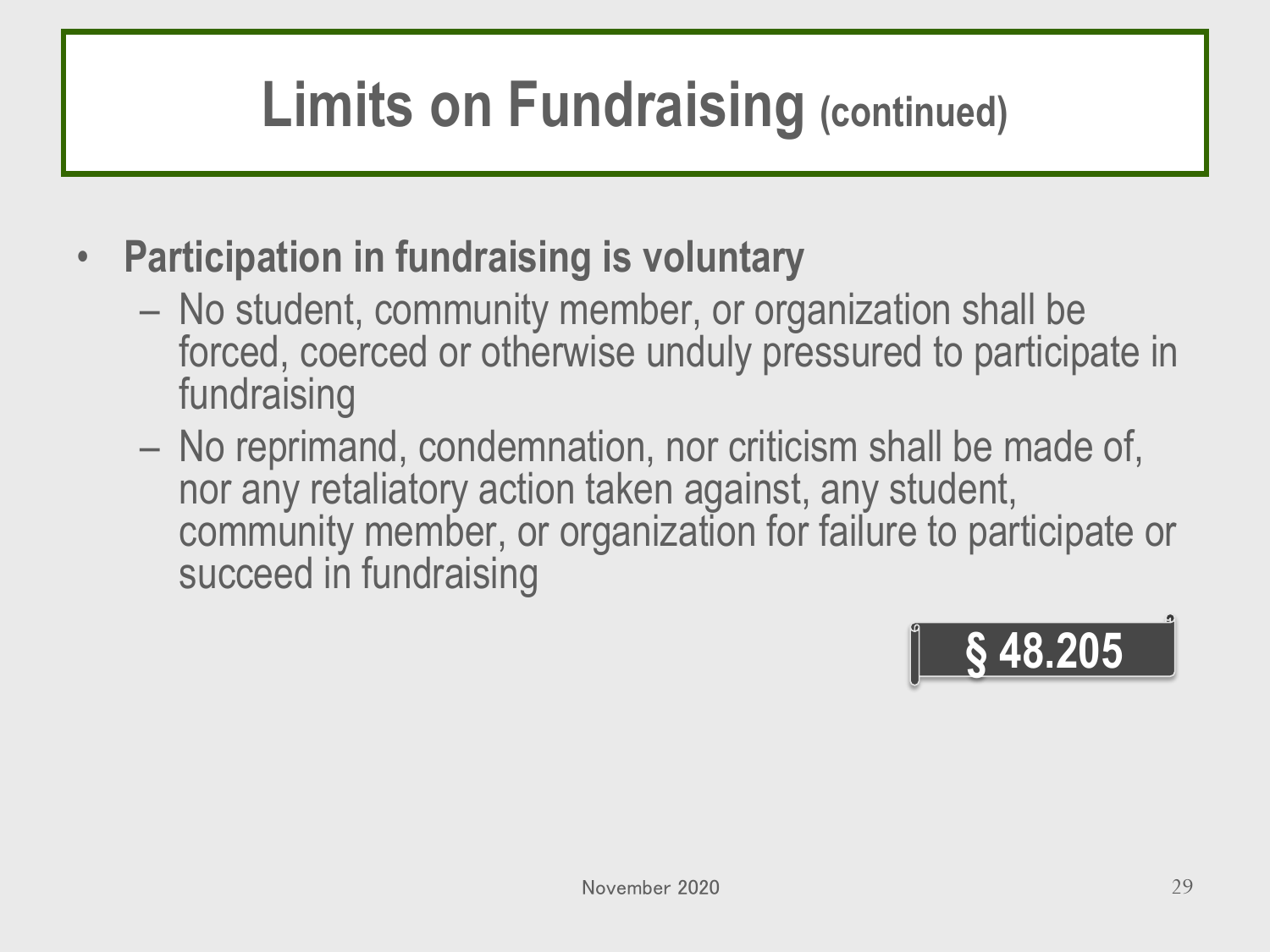# Limits on Fundraising (continued)

- **Participation in fundraising is voluntary**
  - No student, community member, or organization shall be forced, coerced or otherwise unduly pressured to participate in fundraising
  - No reprimand, condemnation, nor criticism shall be made of, nor any retaliatory action taken against, any student, community member, or organization for failure to participate or succeed in fundraising

**§ 48.205**

November 2020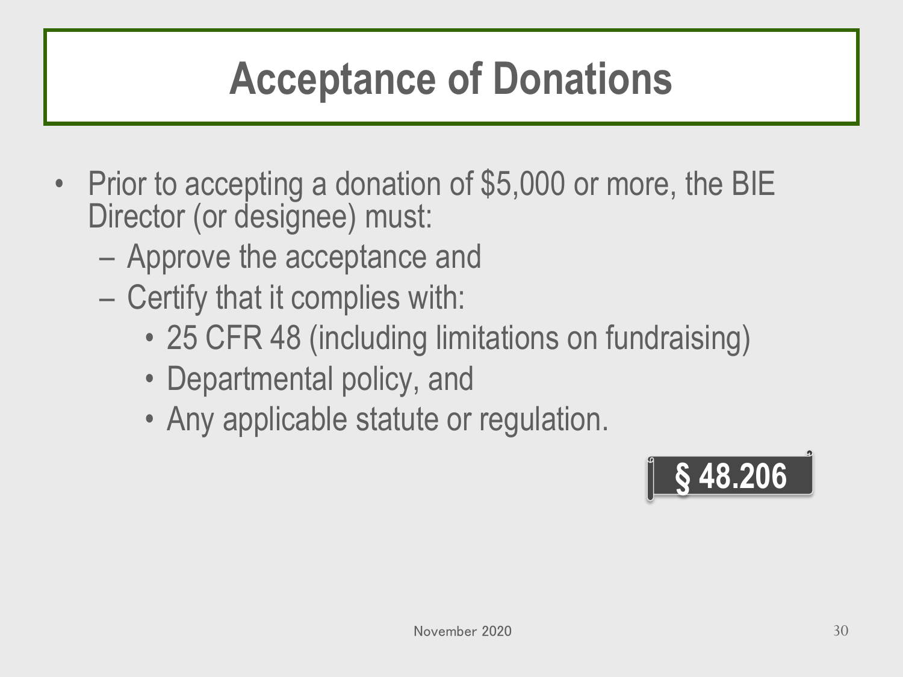# Acceptance of Donations

- Prior to accepting a donation of $5,000 or more, the BIE Director (or designee) must:
  - Approve the acceptance and
  - Certify that it complies with:
    - 25 CFR 48 (including limitations on fundraising)
    - Departmental policy, and
    - Any applicable statute or regulation.

**§ 48.206**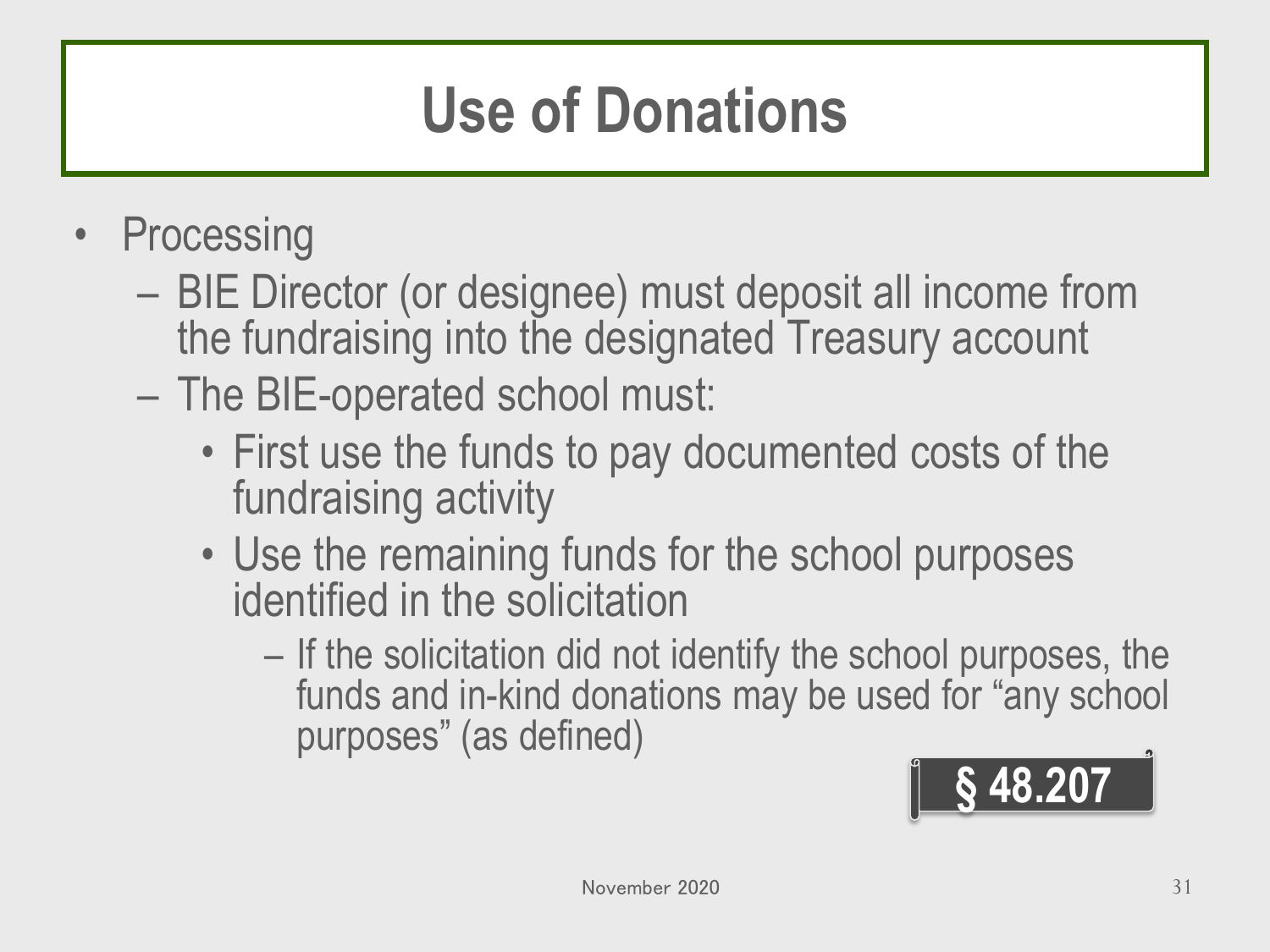# Use of Donations

- Processing
  - BIE Director (or designee) must deposit all income from the fundraising into the designated Treasury account
  - The BIE-operated school must:
    - First use the funds to pay documented costs of the fundraising activity
    - Use the remaining funds for the school purposes identified in the solicitation
      - If the solicitation did not identify the school purposes, the funds and in-kind donations may be used for "any school purposes" (as defined)

**§ 48.207**

November 2020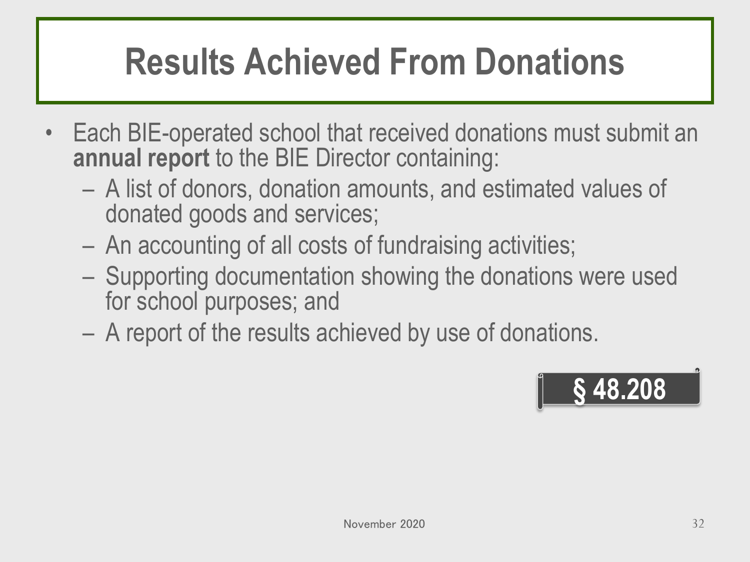# Results Achieved From Donations

- Each BIE-operated school that received donations must submit an **annual report** to the BIE Director containing:
  - A list of donors, donation amounts, and estimated values of donated goods and services;
  - An accounting of all costs of fundraising activities;
  - Supporting documentation showing the donations were used for school purposes; and
  - A report of the results achieved by use of donations.

**§ 48.208**

November 2020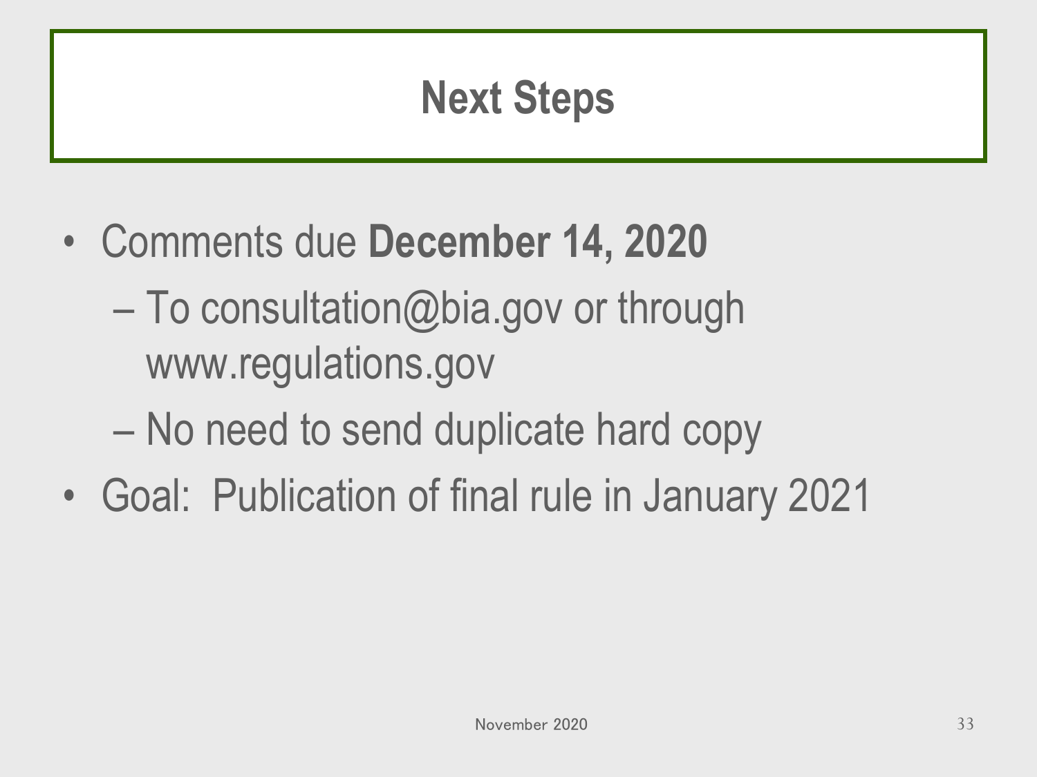# Next Steps

- Comments due **December 14, 2020**
  - To consultation@bia.gov or through www.regulations.gov
  - No need to send duplicate hard copy
- Goal: Publication of final rule in January 2021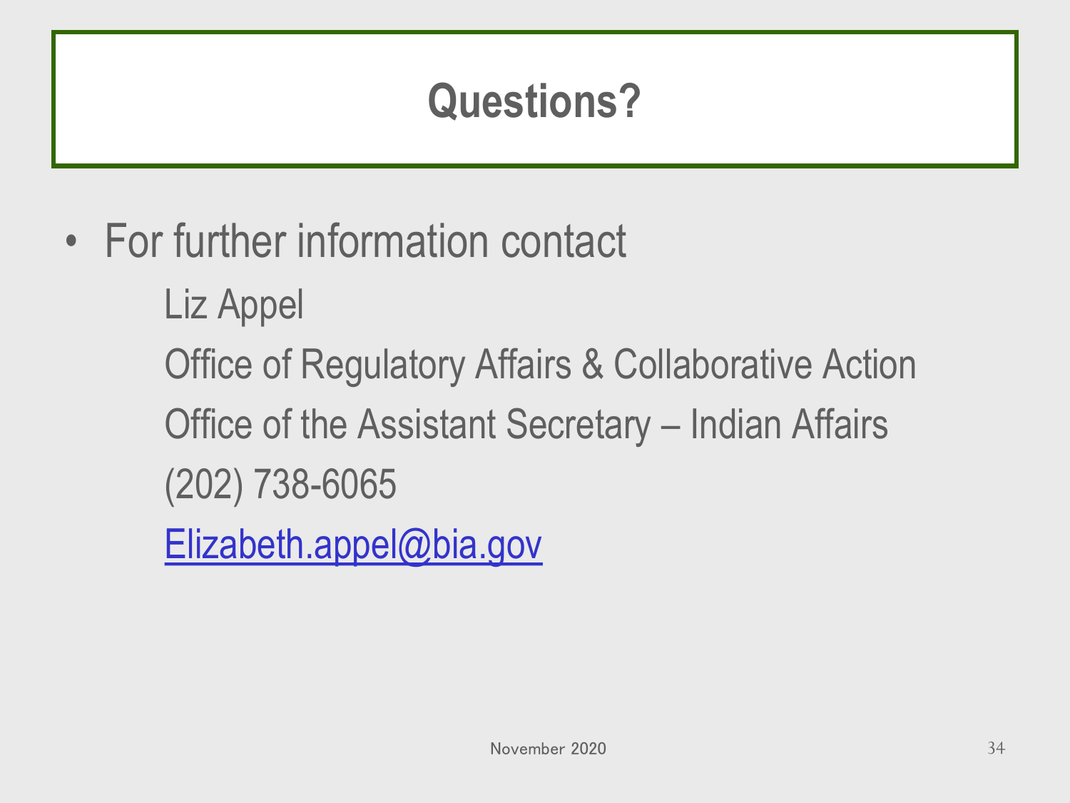# Questions?

- For further information contact

  Liz Appel

  Office of Regulatory Affairs & Collaborative Action

  Office of the Assistant Secretary – Indian Affairs

  (202) 738-6065

  Elizabeth.appel@bia.gov